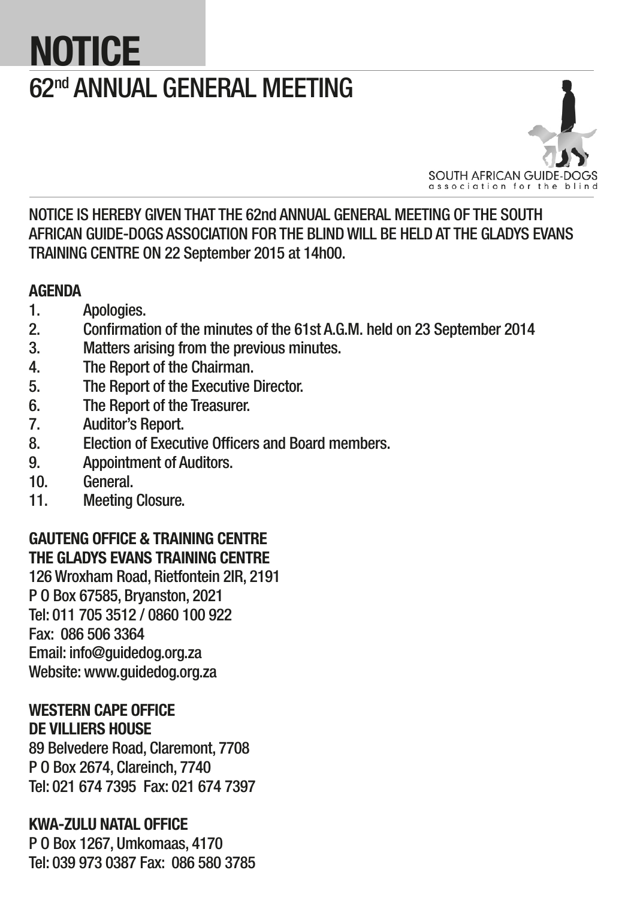# NOTICE

## 62nd ANNUAL GENERAL MEETING

SOUTH AFRICAN GUIDE-DOGS
association for the blind

NOTICE IS HEREBY GIVEN THAT THE 62nd ANNUAL GENERAL MEETING OF THE SOUTH AFRICAN GUIDE-DOGS ASSOCIATION FOR THE BLIND WILL BE HELD AT THE GLADYS EVANS TRAINING CENTRE ON 22 September 2015 at 14h00.

**AGENDA**

1. Apologies.
2. Confirmation of the minutes of the 61st A.G.M. held on 23 September 2014
3. Matters arising from the previous minutes.
4. The Report of the Chairman.
5. The Report of the Executive Director.
6. The Report of the Treasurer.
7. Auditor's Report.
8. Election of Executive Officers and Board members.
9. Appointment of Auditors.
10. General.
11. Meeting Closure.

**GAUTENG OFFICE & TRAINING CENTRE**
**THE GLADYS EVANS TRAINING CENTRE**
126 Wroxham Road, Rietfontein 2IR, 2191
P O Box 67585, Bryanston, 2021
Tel: 011 705 3512 / 0860 100 922
Fax: 086 506 3364
Email: info@guidedog.org.za
Website: www.guidedog.org.za

**WESTERN CAPE OFFICE**
**DE VILLIERS HOUSE**
89 Belvedere Road, Claremont, 7708
P O Box 2674, Clareinch, 7740
Tel: 021 674 7395 Fax: 021 674 7397

**KWA-ZULU NATAL OFFICE**
P O Box 1267, Umkomaas, 4170
Tel: 039 973 0387 Fax: 086 580 3785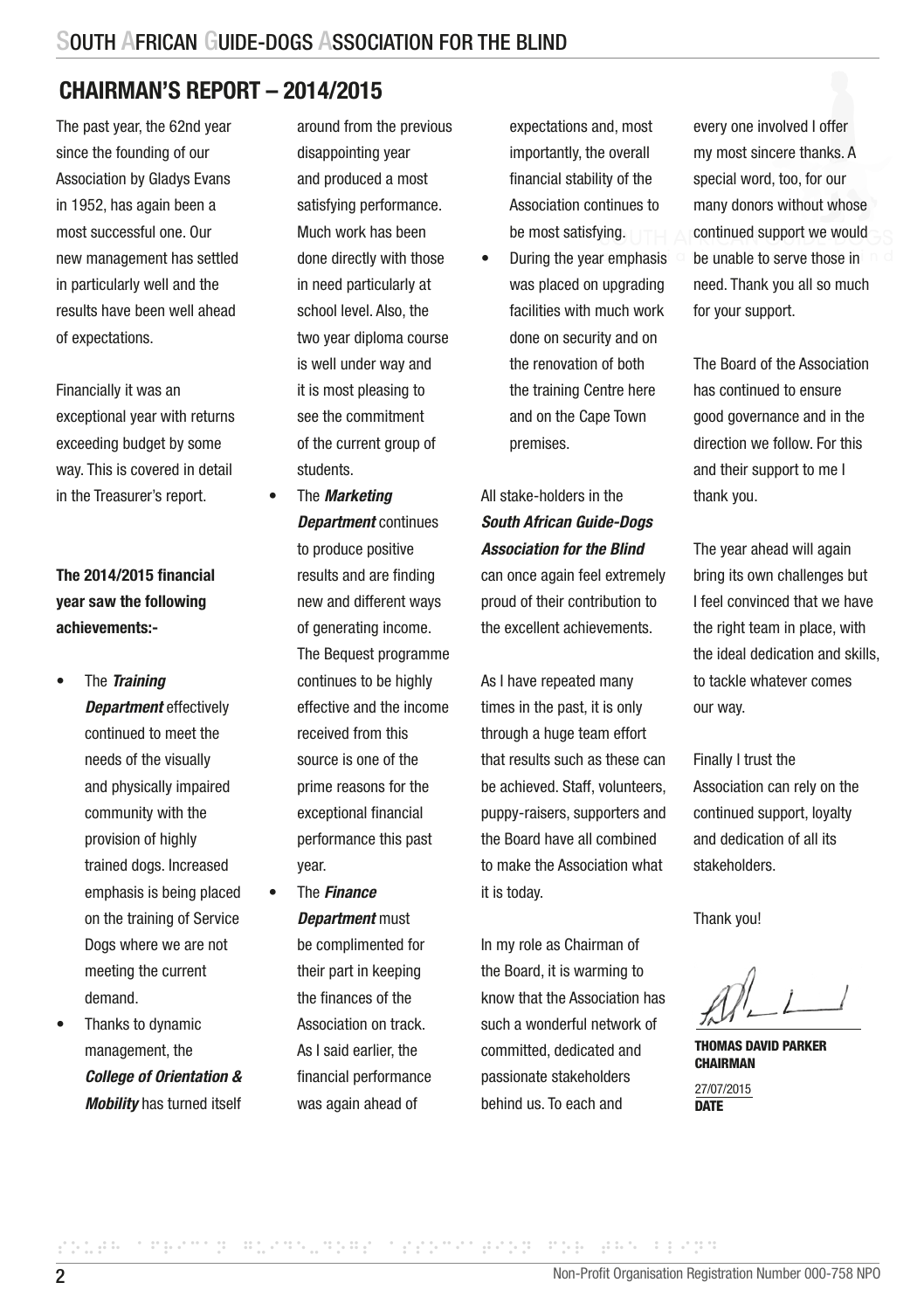## CHAIRMAN'S REPORT – 2014/2015

The past year, the 62nd year since the founding of our Association by Gladys Evans in 1952, has again been a most successful one. Our new management has settled in particularly well and the results have been well ahead of expectations.

Financially it was an exceptional year with returns exceeding budget by some way. This is covered in detail in the Treasurer's report.

**The 2014/2015 financial year saw the following achievements:-**

- The ***Training Department*** effectively continued to meet the needs of the visually and physically impaired community with the provision of highly trained dogs. Increased emphasis is being placed on the training of Service Dogs where we are not meeting the current demand.
- Thanks to dynamic management, the ***College of Orientation & Mobility*** has turned itself around from the previous disappointing year and produced a most satisfying performance. Much work has been done directly with those in need particularly at school level. Also, the two year diploma course is well under way and it is most pleasing to see the commitment of the current group of students.
- The ***Marketing Department*** continues to produce positive results and are finding new and different ways of generating income. The Bequest programme continues to be highly effective and the income received from this source is one of the prime reasons for the exceptional financial performance this past year.
- The ***Finance Department*** must be complimented for their part in keeping the finances of the Association on track. As I said earlier, the financial performance was again ahead of expectations and, most importantly, the overall financial stability of the Association continues to be most satisfying.
- During the year emphasis was placed on upgrading facilities with much work done on security and on the renovation of both the training Centre here and on the Cape Town premises.

All stake-holders in the ***South African Guide-Dogs Association for the Blind*** can once again feel extremely proud of their contribution to the excellent achievements.

As I have repeated many times in the past, it is only through a huge team effort that results such as these can be achieved. Staff, volunteers, puppy-raisers, supporters and the Board have all combined to make the Association what it is today.

In my role as Chairman of the Board, it is warming to know that the Association has such a wonderful network of committed, dedicated and passionate stakeholders behind us. To each and every one involved I offer my most sincere thanks. A special word, too, for our many donors without whose continued support we would be unable to serve those in need. Thank you all so much for your support.

The Board of the Association has continued to ensure good governance and in the direction we follow. For this and their support to me I thank you.

The year ahead will again bring its own challenges but I feel convinced that we have the right team in place, with the ideal dedication and skills, to tackle whatever comes our way.

Finally I trust the Association can rely on the continued support, loyalty and dedication of all its stakeholders.

Thank you!

**THOMAS DAVID PARKER**
**CHAIRMAN**

27/07/2015
**DATE**

Non-Profit Organisation Registration Number 000-758 NPO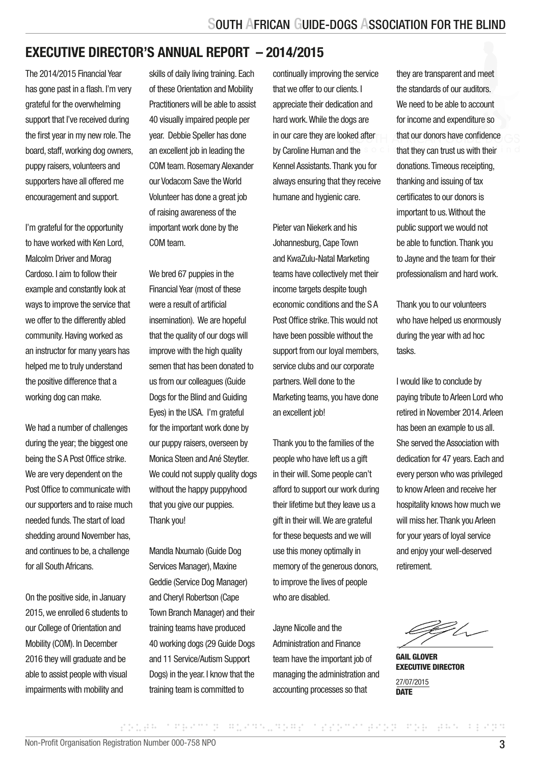## EXECUTIVE DIRECTOR'S ANNUAL REPORT – 2014/2015

The 2014/2015 Financial Year has gone past in a flash. I'm very grateful for the overwhelming support that I've received during the first year in my new role. The board, staff, working dog owners, puppy raisers, volunteers and supporters have all offered me encouragement and support.

I'm grateful for the opportunity to have worked with Ken Lord, Malcolm Driver and Morag Cardoso. I aim to follow their example and constantly look at ways to improve the service that we offer to the differently abled community. Having worked as an instructor for many years has helped me to truly understand the positive difference that a working dog can make.

We had a number of challenges during the year; the biggest one being the S A Post Office strike. We are very dependent on the Post Office to communicate with our supporters and to raise much needed funds. The start of load shedding around November has, and continues to be, a challenge for all South Africans.

On the positive side, in January 2015, we enrolled 6 students to our College of Orientation and Mobility (COM). In December 2016 they will graduate and be able to assist people with visual impairments with mobility and skills of daily living training. Each of these Orientation and Mobility Practitioners will be able to assist 40 visually impaired people per year. Debbie Speller has done an excellent job in leading the COM team. Rosemary Alexander our Vodacom Save the World Volunteer has done a great job of raising awareness of the important work done by the COM team.

We bred 67 puppies in the Financial Year (most of these were a result of artificial insemination). We are hopeful that the quality of our dogs will improve with the high quality semen that has been donated to us from our colleagues (Guide Dogs for the Blind and Guiding Eyes) in the USA. I'm grateful for the important work done by our puppy raisers, overseen by Monica Steen and Ané Steytler. We could not supply quality dogs without the happy puppyhood that you give our puppies. Thank you!

Mandla Nxumalo (Guide Dog Services Manager), Maxine Geddie (Service Dog Manager) and Cheryl Robertson (Cape Town Branch Manager) and their training teams have produced 40 working dogs (29 Guide Dogs and 11 Service/Autism Support Dogs) in the year. I know that the training team is committed to continually improving the service that we offer to our clients. I appreciate their dedication and hard work. While the dogs are in our care they are looked after by Caroline Human and the Kennel Assistants. Thank you for always ensuring that they receive humane and hygienic care.

Pieter van Niekerk and his Johannesburg, Cape Town and KwaZulu-Natal Marketing teams have collectively met their income targets despite tough economic conditions and the S A Post Office strike. This would not have been possible without the support from our loyal members, service clubs and our corporate partners. Well done to the Marketing teams, you have done an excellent job!

Thank you to the families of the people who have left us a gift in their will. Some people can't afford to support our work during their lifetime but they leave us a gift in their will. We are grateful for these bequests and we will use this money optimally in memory of the generous donors, to improve the lives of people who are disabled.

Jayne Nicolle and the Administration and Finance team have the important job of managing the administration and accounting processes so that they are transparent and meet the standards of our auditors. We need to be able to account for income and expenditure so that our donors have confidence that they can trust us with their donations. Timeous receipting, thanking and issuing of tax certificates to our donors is important to us. Without the public support we would not be able to function. Thank you to Jayne and the team for their professionalism and hard work.

Thank you to our volunteers who have helped us enormously during the year with ad hoc tasks.

I would like to conclude by paying tribute to Arleen Lord who retired in November 2014. Arleen has been an example to us all. She served the Association with dedication for 47 years. Each and every person who was privileged to know Arleen and receive her hospitality knows how much we will miss her. Thank you Arleen for your years of loyal service and enjoy your well-deserved retirement.

**GAIL GLOVER**
**EXECUTIVE DIRECTOR**

27/07/2015
**DATE**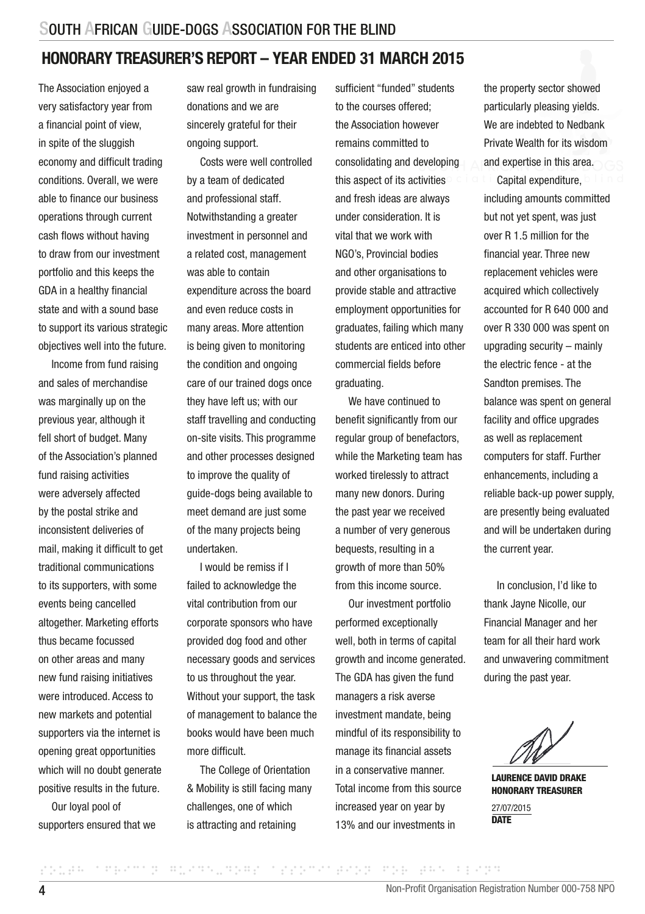## HONORARY TREASURER'S REPORT – YEAR ENDED 31 MARCH 2015

The Association enjoyed a very satisfactory year from a financial point of view, in spite of the sluggish economy and difficult trading conditions. Overall, we were able to finance our business operations through current cash flows without having to draw from our investment portfolio and this keeps the GDA in a healthy financial state and with a sound base to support its various strategic objectives well into the future.

Income from fund raising and sales of merchandise was marginally up on the previous year, although it fell short of budget. Many of the Association's planned fund raising activities were adversely affected by the postal strike and inconsistent deliveries of mail, making it difficult to get traditional communications to its supporters, with some events being cancelled altogether. Marketing efforts thus became focussed on other areas and many new fund raising initiatives were introduced. Access to new markets and potential supporters via the internet is opening great opportunities which will no doubt generate positive results in the future.

Our loyal pool of supporters ensured that we saw real growth in fundraising donations and we are sincerely grateful for their ongoing support.

Costs were well controlled by a team of dedicated and professional staff. Notwithstanding a greater investment in personnel and a related cost, management was able to contain expenditure across the board and even reduce costs in many areas. More attention is being given to monitoring the condition and ongoing care of our trained dogs once they have left us; with our staff travelling and conducting on-site visits. This programme and other processes designed to improve the quality of guide-dogs being available to meet demand are just some of the many projects being undertaken.

I would be remiss if I failed to acknowledge the vital contribution from our corporate sponsors who have provided dog food and other necessary goods and services to us throughout the year. Without your support, the task of management to balance the books would have been much more difficult.

The College of Orientation & Mobility is still facing many challenges, one of which is attracting and retaining sufficient "funded" students to the courses offered; the Association however remains committed to consolidating and developing this aspect of its activities and fresh ideas are always under consideration. It is vital that we work with NGO's, Provincial bodies and other organisations to provide stable and attractive employment opportunities for graduates, failing which many students are enticed into other commercial fields before graduating.

We have continued to benefit significantly from our regular group of benefactors, while the Marketing team has worked tirelessly to attract many new donors. During the past year we received a number of very generous bequests, resulting in a growth of more than 50% from this income source.

Our investment portfolio performed exceptionally well, both in terms of capital growth and income generated. The GDA has given the fund managers a risk averse investment mandate, being mindful of its responsibility to manage its financial assets in a conservative manner. Total income from this source increased year on year by 13% and our investments in the property sector showed particularly pleasing yields. We are indebted to Nedbank Private Wealth for its wisdom and expertise in this area.

Capital expenditure, including amounts committed but not yet spent, was just over R 1.5 million for the financial year. Three new replacement vehicles were acquired which collectively accounted for R 640 000 and over R 330 000 was spent on upgrading security – mainly the electric fence - at the Sandton premises. The balance was spent on general facility and office upgrades as well as replacement computers for staff. Further enhancements, including a reliable back-up power supply, are presently being evaluated and will be undertaken during the current year.

In conclusion, I'd like to thank Jayne Nicolle, our Financial Manager and her team for all their hard work and unwavering commitment during the past year.

**LAURENCE DAVID DRAKE**
**HONORARY TREASURER**

27/07/2015
**DATE**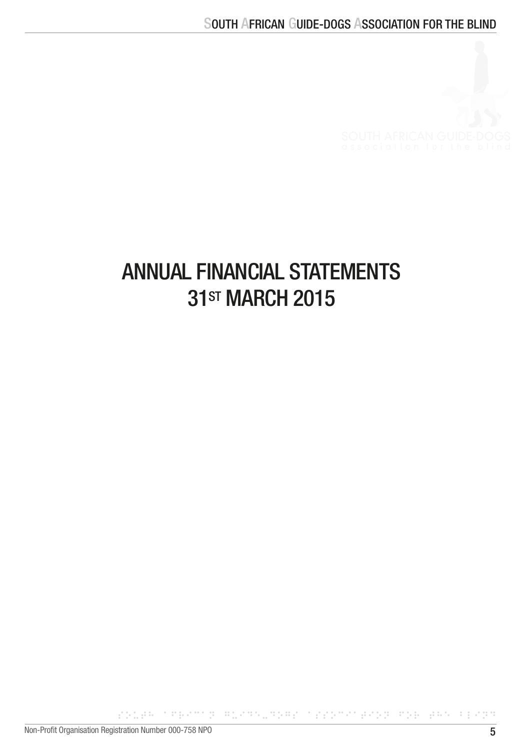# ANNUAL FINANCIAL STATEMENTS 31ST MARCH 2015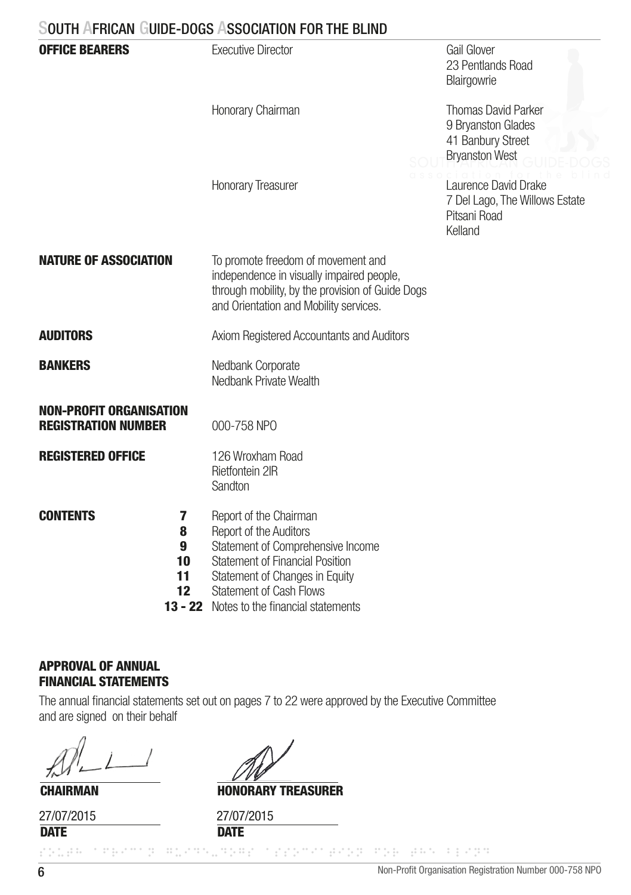# SOUTH AFRICAN GUIDE-DOGS ASSOCIATION FOR THE BLIND

| | | |
|---|---|---|
| **OFFICE BEARERS** | Executive Director | Gail Glover<br>23 Pentlands Road<br>Blairgowrie |
| | Honorary Chairman | Thomas David Parker<br>9 Bryanston Glades<br>41 Banbury Street<br>Bryanston West |
| | Honorary Treasurer | Laurence David Drake<br>7 Del Lago, The Willows Estate<br>Pitsani Road<br>Kelland |

**NATURE OF ASSOCIATION**

To promote freedom of movement and independence in visually impaired people, through mobility, by the provision of Guide Dogs and Orientation and Mobility services.

**AUDITORS**

Axiom Registered Accountants and Auditors

**BANKERS**

Nedbank Corporate
Nedbank Private Wealth

**NON-PROFIT ORGANISATION REGISTRATION NUMBER**

000-758 NPO

**REGISTERED OFFICE**

126 Wroxham Road
Rietfontein 2IR
Sandton

**CONTENTS**

| Page | |
|---|---|
| **7** | Report of the Chairman |
| **8** | Report of the Auditors |
| **9** | Statement of Comprehensive Income |
| **10** | Statement of Financial Position |
| **11** | Statement of Changes in Equity |
| **12** | Statement of Cash Flows |
| **13 - 22** | Notes to the financial statements |

## APPROVAL OF ANNUAL FINANCIAL STATEMENTS

The annual financial statements set out on pages 7 to 22 were approved by the Executive Committee and are signed on their behalf

| | |
|---|---|
| **CHAIRMAN** | **HONORARY TREASURER** |
| 27/07/2015 | 27/07/2015 |
| **DATE** | **DATE** |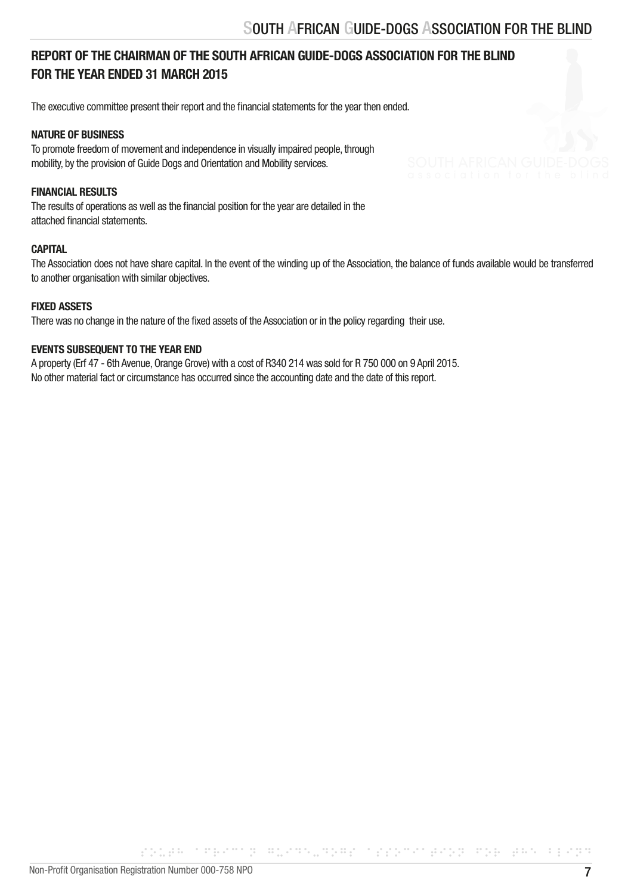## REPORT OF THE CHAIRMAN OF THE SOUTH AFRICAN GUIDE-DOGS ASSOCIATION FOR THE BLIND FOR THE YEAR ENDED 31 MARCH 2015

The executive committee present their report and the financial statements for the year then ended.

### NATURE OF BUSINESS

To promote freedom of movement and independence in visually impaired people, through mobility, by the provision of Guide Dogs and Orientation and Mobility services.

### FINANCIAL RESULTS

The results of operations as well as the financial position for the year are detailed in the attached financial statements.

### CAPITAL

The Association does not have share capital. In the event of the winding up of the Association, the balance of funds available would be transferred to another organisation with similar objectives.

### FIXED ASSETS

There was no change in the nature of the fixed assets of the Association or in the policy regarding their use.

### EVENTS SUBSEQUENT TO THE YEAR END

A property (Erf 47 - 6th Avenue, Orange Grove) with a cost of R340 214 was sold for R 750 000 on 9 April 2015.
No other material fact or circumstance has occurred since the accounting date and the date of this report.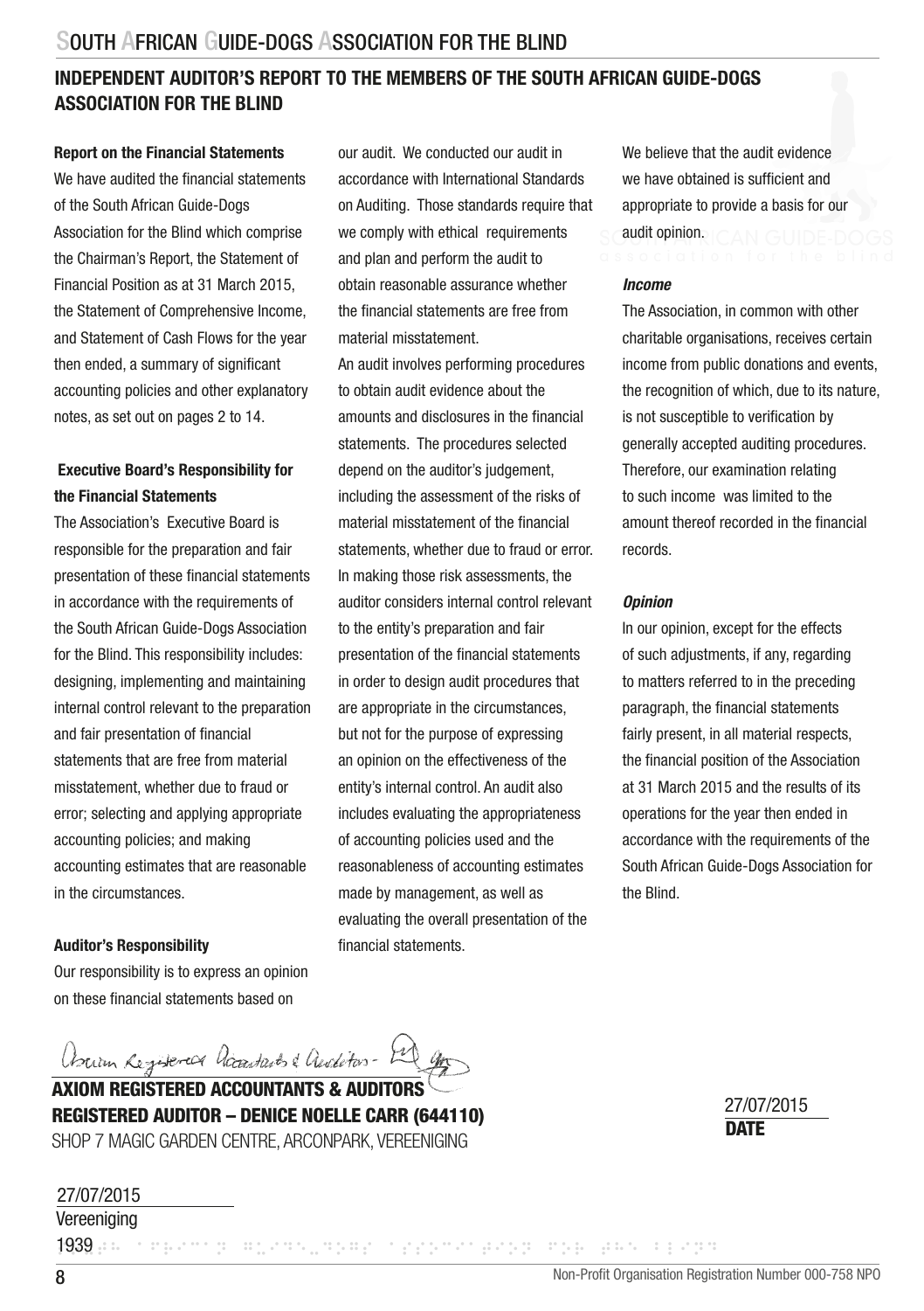## INDEPENDENT AUDITOR'S REPORT TO THE MEMBERS OF THE SOUTH AFRICAN GUIDE-DOGS ASSOCIATION FOR THE BLIND

**Report on the Financial Statements**

We have audited the financial statements of the South African Guide-Dogs Association for the Blind which comprise the Chairman's Report, the Statement of Financial Position as at 31 March 2015, the Statement of Comprehensive Income, and Statement of Cash Flows for the year then ended, a summary of significant accounting policies and other explanatory notes, as set out on pages 2 to 14.

**Executive Board's Responsibility for the Financial Statements**

The Association's Executive Board is responsible for the preparation and fair presentation of these financial statements in accordance with the requirements of the South African Guide-Dogs Association for the Blind. This responsibility includes: designing, implementing and maintaining internal control relevant to the preparation and fair presentation of financial statements that are free from material misstatement, whether due to fraud or error; selecting and applying appropriate accounting policies; and making accounting estimates that are reasonable in the circumstances.

**Auditor's Responsibility**

Our responsibility is to express an opinion on these financial statements based on our audit. We conducted our audit in accordance with International Standards on Auditing. Those standards require that we comply with ethical requirements and plan and perform the audit to obtain reasonable assurance whether the financial statements are free from material misstatement.

An audit involves performing procedures to obtain audit evidence about the amounts and disclosures in the financial statements. The procedures selected depend on the auditor's judgement, including the assessment of the risks of material misstatement of the financial statements, whether due to fraud or error. In making those risk assessments, the auditor considers internal control relevant to the entity's preparation and fair presentation of the financial statements in order to design audit procedures that are appropriate in the circumstances, but not for the purpose of expressing an opinion on the effectiveness of the entity's internal control. An audit also includes evaluating the appropriateness of accounting policies used and the reasonableness of accounting estimates made by management, as well as evaluating the overall presentation of the financial statements.

We believe that the audit evidence we have obtained is sufficient and appropriate to provide a basis for our audit opinion.

***Income***

The Association, in common with other charitable organisations, receives certain income from public donations and events, the recognition of which, due to its nature, is not susceptible to verification by generally accepted auditing procedures. Therefore, our examination relating to such income was limited to the amount thereof recorded in the financial records.

***Opinion***

In our opinion, except for the effects of such adjustments, if any, regarding to matters referred to in the preceding paragraph, the financial statements fairly present, in all material respects, the financial position of the Association at 31 March 2015 and the results of its operations for the year then ended in accordance with the requirements of the South African Guide-Dogs Association for the Blind.

Axiom Registered Accountants & Auditors

**AXIOM REGISTERED ACCOUNTANTS & AUDITORS**
**REGISTERED AUDITOR – DENICE NOELLE CARR (644110)**
SHOP 7 MAGIC GARDEN CENTRE, ARCONPARK, VEREENIGING

27/07/2015
**DATE**

27/07/2015
Vereeniging
1939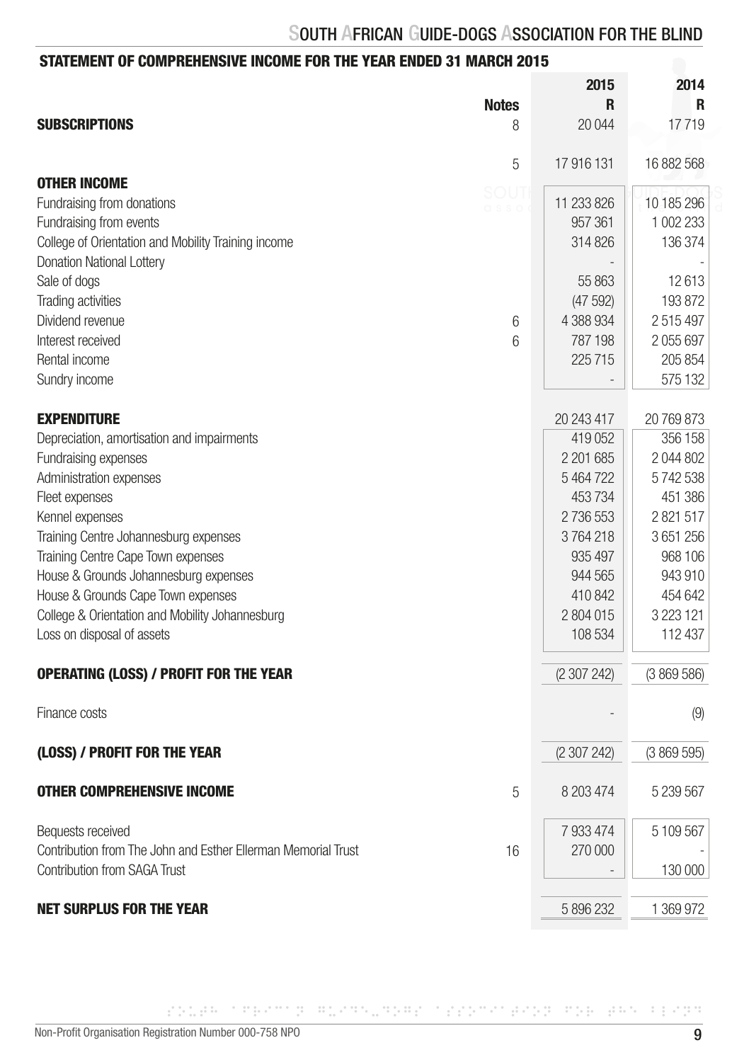## STATEMENT OF COMPREHENSIVE INCOME FOR THE YEAR ENDED 31 MARCH 2015

| | Notes | 2015 R | 2014 R |
|---|---|---|---|
| **SUBSCRIPTIONS** | 8 | 20 044 | 17 719 |
| | 5 | 17 916 131 | 16 882 568 |
| **OTHER INCOME** | | | |
| Fundraising from donations | | 11 233 826 | 10 185 296 |
| Fundraising from events | | 957 361 | 1 002 233 |
| College of Orientation and Mobility Training income | | 314 826 | 136 374 |
| Donation National Lottery | | - | - |
| Sale of dogs | | 55 863 | 12 613 |
| Trading activities | | (47 592) | 193 872 |
| Dividend revenue | 6 | 4 388 934 | 2 515 497 |
| Interest received | 6 | 787 198 | 2 055 697 |
| Rental income | | 225 715 | 205 854 |
| Sundry income | | - | 575 132 |
| **EXPENDITURE** | | 20 243 417 | 20 769 873 |
| Depreciation, amortisation and impairments | | 419 052 | 356 158 |
| Fundraising expenses | | 2 201 685 | 2 044 802 |
| Administration expenses | | 5 464 722 | 5 742 538 |
| Fleet expenses | | 453 734 | 451 386 |
| Kennel expenses | | 2 736 553 | 2 821 517 |
| Training Centre Johannesburg expenses | | 3 764 218 | 3 651 256 |
| Training Centre Cape Town expenses | | 935 497 | 968 106 |
| House & Grounds Johannesburg expenses | | 944 565 | 943 910 |
| House & Grounds Cape Town expenses | | 410 842 | 454 642 |
| College & Orientation and Mobility Johannesburg | | 2 804 015 | 3 223 121 |
| Loss on disposal of assets | | 108 534 | 112 437 |
| **OPERATING (LOSS) / PROFIT FOR THE YEAR** | | (2 307 242) | (3 869 586) |
| Finance costs | | - | (9) |
| **(LOSS) / PROFIT FOR THE YEAR** | | (2 307 242) | (3 869 595) |
| **OTHER COMPREHENSIVE INCOME** | 5 | 8 203 474 | 5 239 567 |
| Bequests received | | 7 933 474 | 5 109 567 |
| Contribution from The John and Esther Ellerman Memorial Trust | 16 | 270 000 | - |
| Contribution from SAGA Trust | | - | 130 000 |
| **NET SURPLUS FOR THE YEAR** | | 5 896 232 | 1 369 972 |

Non-Profit Organisation Registration Number 000-758 NPO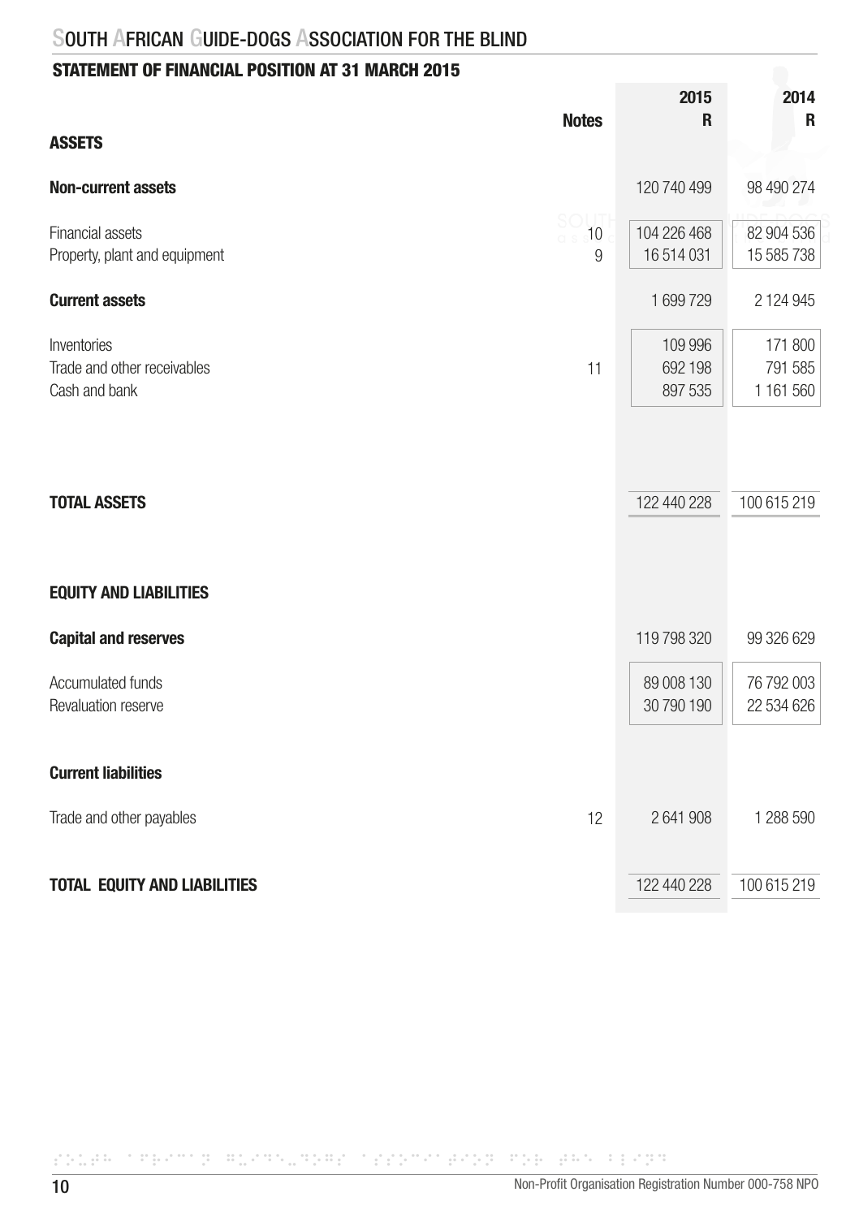## STATEMENT OF FINANCIAL POSITION AT 31 MARCH 2015

| | Notes | 2015 R | 2014 R |
|---|---|---|---|
| **ASSETS** | | | |
| **Non-current assets** | | 120 740 499 | 98 490 274 |
| Financial assets | 10 | 104 226 468 | 82 904 536 |
| Property, plant and equipment | 9 | 16 514 031 | 15 585 738 |
| **Current assets** | | 1 699 729 | 2 124 945 |
| Inventories | | 109 996 | 171 800 |
| Trade and other receivables | 11 | 692 198 | 791 585 |
| Cash and bank | | 897 535 | 1 161 560 |
| **TOTAL ASSETS** | | 122 440 228 | 100 615 219 |
| **EQUITY AND LIABILITIES** | | | |
| **Capital and reserves** | | 119 798 320 | 99 326 629 |
| Accumulated funds | | 89 008 130 | 76 792 003 |
| Revaluation reserve | | 30 790 190 | 22 534 626 |
| **Current liabilities** | | | |
| Trade and other payables | 12 | 2 641 908 | 1 288 590 |
| **TOTAL EQUITY AND LIABILITIES** | | 122 440 228 | 100 615 219 |

Non-Profit Organisation Registration Number 000-758 NPO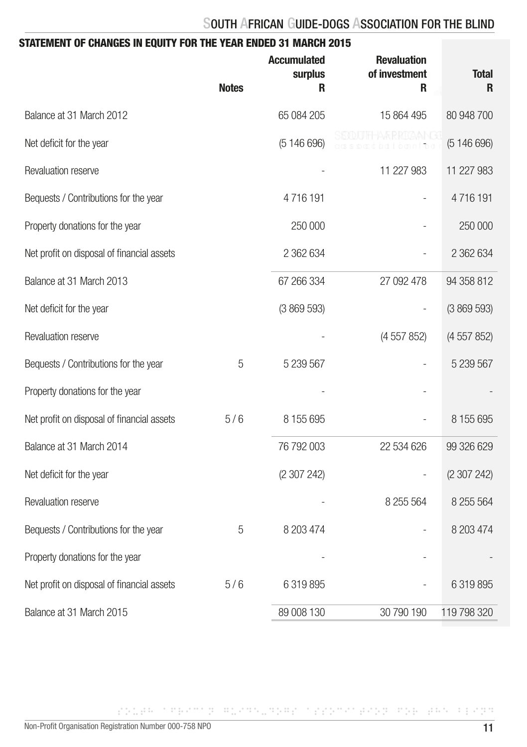## STATEMENT OF CHANGES IN EQUITY FOR THE YEAR ENDED 31 MARCH 2015

| | Notes | Accumulated surplus R | Revaluation of investment R | Total R |
|---|---|---|---|---|
| Balance at 31 March 2012 | | 65 084 205 | 15 864 495 | 80 948 700 |
| Net deficit for the year | | (5 146 696) | - | (5 146 696) |
| Revaluation reserve | | - | 11 227 983 | 11 227 983 |
| Bequests / Contributions for the year | | 4 716 191 | - | 4 716 191 |
| Property donations for the year | | 250 000 | - | 250 000 |
| Net profit on disposal of financial assets | | 2 362 634 | - | 2 362 634 |
| Balance at 31 March 2013 | | 67 266 334 | 27 092 478 | 94 358 812 |
| Net deficit for the year | | (3 869 593) | - | (3 869 593) |
| Revaluation reserve | | - | (4 557 852) | (4 557 852) |
| Bequests / Contributions for the year | 5 | 5 239 567 | - | 5 239 567 |
| Property donations for the year | | - | - | - |
| Net profit on disposal of financial assets | 5 / 6 | 8 155 695 | - | 8 155 695 |
| Balance at 31 March 2014 | | 76 792 003 | 22 534 626 | 99 326 629 |
| Net deficit for the year | | (2 307 242) | - | (2 307 242) |
| Revaluation reserve | | - | 8 255 564 | 8 255 564 |
| Bequests / Contributions for the year | 5 | 8 203 474 | - | 8 203 474 |
| Property donations for the year | | - | - | - |
| Net profit on disposal of financial assets | 5 / 6 | 6 319 895 | - | 6 319 895 |
| Balance at 31 March 2015 | | 89 008 130 | 30 790 190 | 119 798 320 |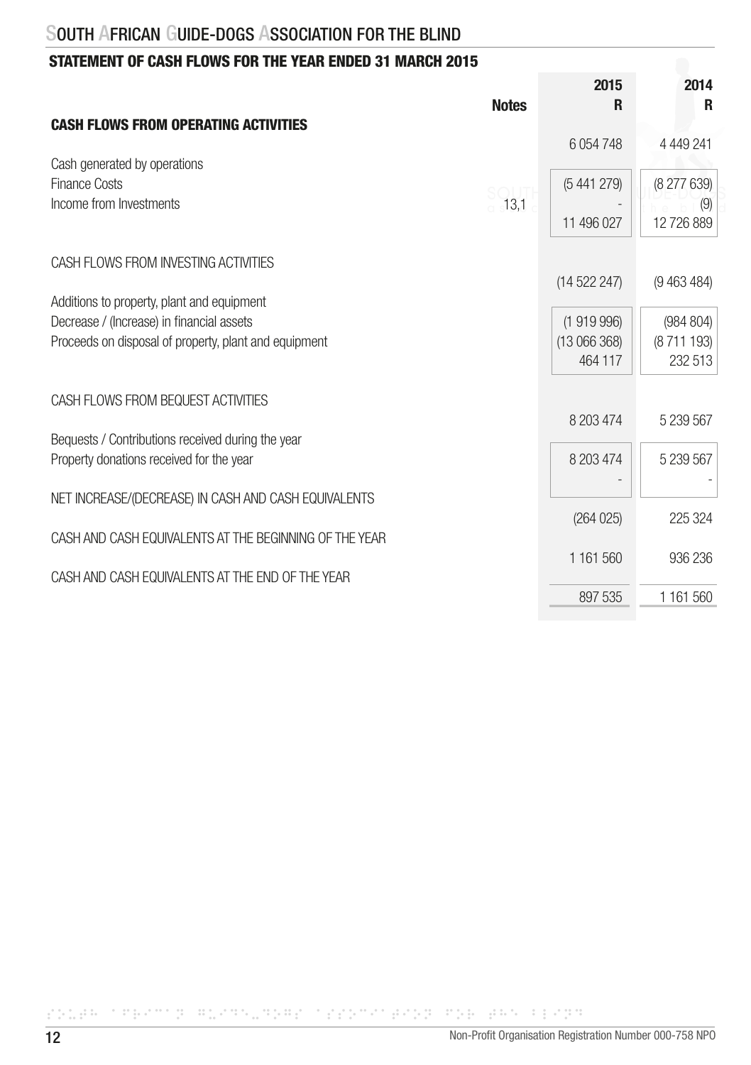# SOUTH AFRICAN GUIDE-DOGS ASSOCIATION FOR THE BLIND

## STATEMENT OF CASH FLOWS FOR THE YEAR ENDED 31 MARCH 2015

| | Notes | 2015 R | 2014 R |
|---|---|---|---|
| **CASH FLOWS FROM OPERATING ACTIVITIES** | | 6 054 748 | 4 449 241 |
| Cash generated by operations | | | |
| Finance Costs | | (5 441 279) | (8 277 639) |
| Income from Investments | 13,1 | - | (9) |
| | | 11 496 027 | 12 726 889 |
| CASH FLOWS FROM INVESTING ACTIVITIES | | (14 522 247) | (9 463 484) |
| Additions to property, plant and equipment | | (1 919 996) | (984 804) |
| Decrease / (Increase) in financial assets | | (13 066 368) | (8 711 193) |
| Proceeds on disposal of property, plant and equipment | | 464 117 | 232 513 |
| CASH FLOWS FROM BEQUEST ACTIVITIES | | 8 203 474 | 5 239 567 |
| Bequests / Contributions received during the year | | 8 203 474 | 5 239 567 |
| Property donations received for the year | | - | - |
| NET INCREASE/(DECREASE) IN CASH AND CASH EQUIVALENTS | | (264 025) | 225 324 |
| CASH AND CASH EQUIVALENTS AT THE BEGINNING OF THE YEAR | | 1 161 560 | 936 236 |
| CASH AND CASH EQUIVALENTS AT THE END OF THE YEAR | | 897 535 | 1 161 560 |

Non-Profit Organisation Registration Number 000-758 NPO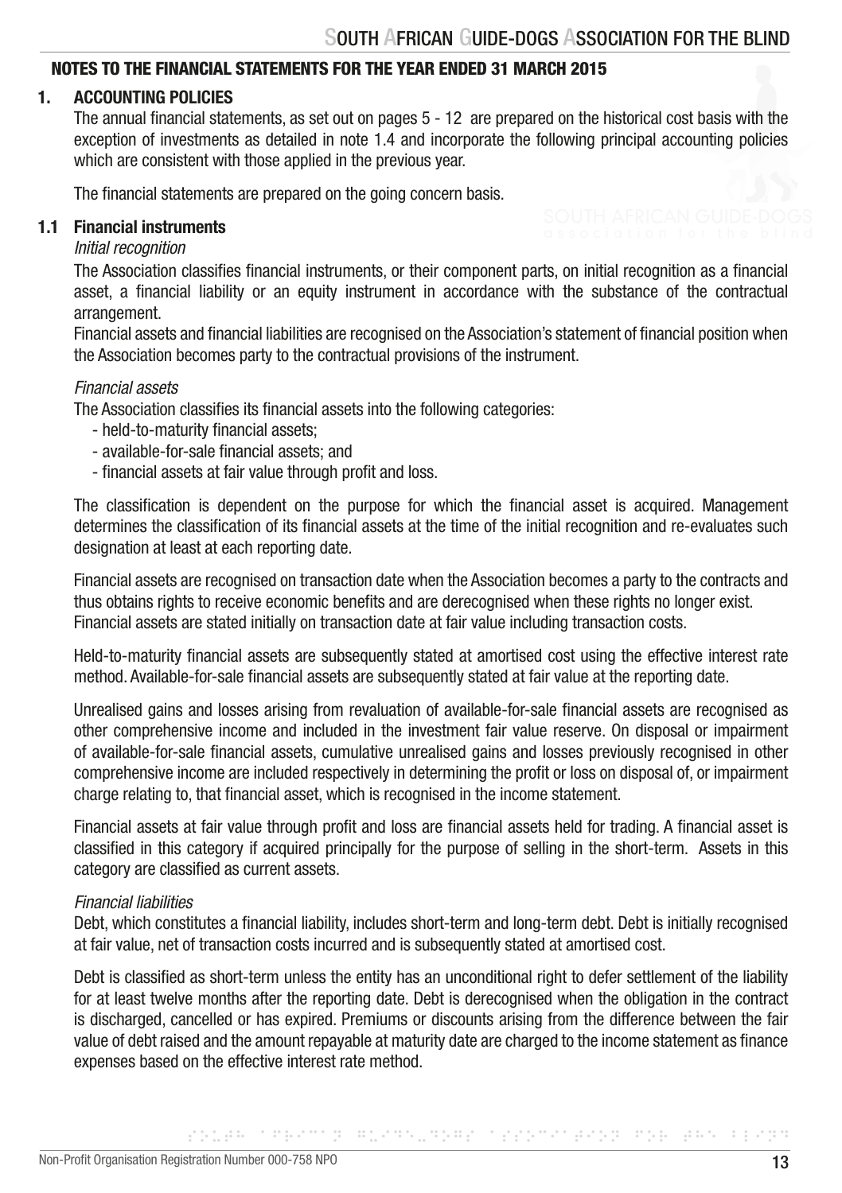## NOTES TO THE FINANCIAL STATEMENTS FOR THE YEAR ENDED 31 MARCH 2015

### 1. ACCOUNTING POLICIES

The annual financial statements, as set out on pages 5 - 12 are prepared on the historical cost basis with the exception of investments as detailed in note 1.4 and incorporate the following principal accounting policies which are consistent with those applied in the previous year.

The financial statements are prepared on the going concern basis.

### 1.1 Financial instruments

*Initial recognition*

The Association classifies financial instruments, or their component parts, on initial recognition as a financial asset, a financial liability or an equity instrument in accordance with the substance of the contractual arrangement.

Financial assets and financial liabilities are recognised on the Association's statement of financial position when the Association becomes party to the contractual provisions of the instrument.

*Financial assets*

The Association classifies its financial assets into the following categories:

- held-to-maturity financial assets;
- available-for-sale financial assets; and
- financial assets at fair value through profit and loss.

The classification is dependent on the purpose for which the financial asset is acquired. Management determines the classification of its financial assets at the time of the initial recognition and re-evaluates such designation at least at each reporting date.

Financial assets are recognised on transaction date when the Association becomes a party to the contracts and thus obtains rights to receive economic benefits and are derecognised when these rights no longer exist. Financial assets are stated initially on transaction date at fair value including transaction costs.

Held-to-maturity financial assets are subsequently stated at amortised cost using the effective interest rate method. Available-for-sale financial assets are subsequently stated at fair value at the reporting date.

Unrealised gains and losses arising from revaluation of available-for-sale financial assets are recognised as other comprehensive income and included in the investment fair value reserve. On disposal or impairment of available-for-sale financial assets, cumulative unrealised gains and losses previously recognised in other comprehensive income are included respectively in determining the profit or loss on disposal of, or impairment charge relating to, that financial asset, which is recognised in the income statement.

Financial assets at fair value through profit and loss are financial assets held for trading. A financial asset is classified in this category if acquired principally for the purpose of selling in the short-term. Assets in this category are classified as current assets.

*Financial liabilities*

Debt, which constitutes a financial liability, includes short-term and long-term debt. Debt is initially recognised at fair value, net of transaction costs incurred and is subsequently stated at amortised cost.

Debt is classified as short-term unless the entity has an unconditional right to defer settlement of the liability for at least twelve months after the reporting date. Debt is derecognised when the obligation in the contract is discharged, cancelled or has expired. Premiums or discounts arising from the difference between the fair value of debt raised and the amount repayable at maturity date are charged to the income statement as finance expenses based on the effective interest rate method.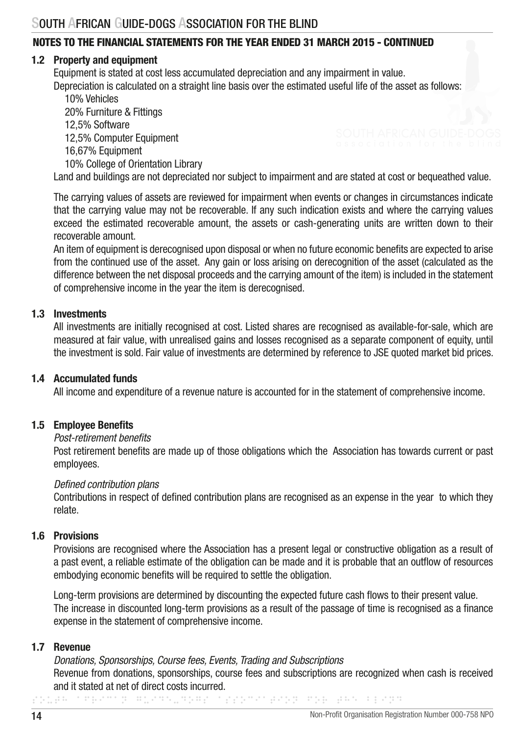## NOTES TO THE FINANCIAL STATEMENTS FOR THE YEAR ENDED 31 MARCH 2015 - CONTINUED

### 1.2 Property and equipment

Equipment is stated at cost less accumulated depreciation and any impairment in value.

Depreciation is calculated on a straight line basis over the estimated useful life of the asset as follows:

10% Vehicles
20% Furniture & Fittings
12,5% Software
12,5% Computer Equipment
16,67% Equipment
10% College of Orientation Library

Land and buildings are not depreciated nor subject to impairment and are stated at cost or bequeathed value.

The carrying values of assets are reviewed for impairment when events or changes in circumstances indicate that the carrying value may not be recoverable. If any such indication exists and where the carrying values exceed the estimated recoverable amount, the assets or cash-generating units are written down to their recoverable amount.

An item of equipment is derecognised upon disposal or when no future economic benefits are expected to arise from the continued use of the asset. Any gain or loss arising on derecognition of the asset (calculated as the difference between the net disposal proceeds and the carrying amount of the item) is included in the statement of comprehensive income in the year the item is derecognised.

### 1.3 Investments

All investments are initially recognised at cost. Listed shares are recognised as available-for-sale, which are measured at fair value, with unrealised gains and losses recognised as a separate component of equity, until the investment is sold. Fair value of investments are determined by reference to JSE quoted market bid prices.

### 1.4 Accumulated funds

All income and expenditure of a revenue nature is accounted for in the statement of comprehensive income.

### 1.5 Employee Benefits

*Post-retirement benefits*

Post retirement benefits are made up of those obligations which the Association has towards current or past employees.

*Defined contribution plans*

Contributions in respect of defined contribution plans are recognised as an expense in the year to which they relate.

### 1.6 Provisions

Provisions are recognised where the Association has a present legal or constructive obligation as a result of a past event, a reliable estimate of the obligation can be made and it is probable that an outflow of resources embodying economic benefits will be required to settle the obligation.

Long-term provisions are determined by discounting the expected future cash flows to their present value.
The increase in discounted long-term provisions as a result of the passage of time is recognised as a finance expense in the statement of comprehensive income.

### 1.7 Revenue

*Donations, Sponsorships, Course fees, Events, Trading and Subscriptions*

Revenue from donations, sponsorships, course fees and subscriptions are recognized when cash is received and it stated at net of direct costs incurred.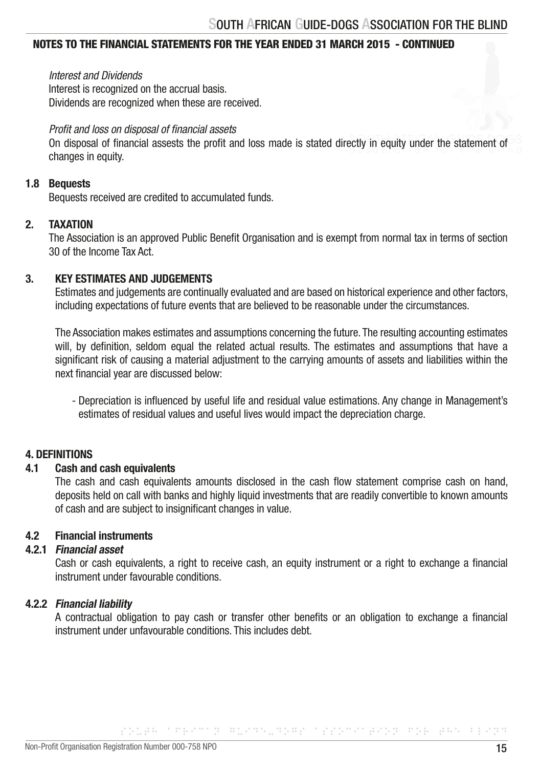## NOTES TO THE FINANCIAL STATEMENTS FOR THE YEAR ENDED 31 MARCH 2015 - CONTINUED

*Interest and Dividends*

Interest is recognized on the accrual basis.
Dividends are recognized when these are received.

*Profit and loss on disposal of financial assets*

On disposal of financial assests the profit and loss made is stated directly in equity under the statement of changes in equity.

### 1.8 Bequests

Bequests received are credited to accumulated funds.

### 2. TAXATION

The Association is an approved Public Benefit Organisation and is exempt from normal tax in terms of section 30 of the Income Tax Act.

### 3. KEY ESTIMATES AND JUDGEMENTS

Estimates and judgements are continually evaluated and are based on historical experience and other factors, including expectations of future events that are believed to be reasonable under the circumstances.

The Association makes estimates and assumptions concerning the future. The resulting accounting estimates will, by definition, seldom equal the related actual results. The estimates and assumptions that have a significant risk of causing a material adjustment to the carrying amounts of assets and liabilities within the next financial year are discussed below:

- Depreciation is influenced by useful life and residual value estimations. Any change in Management's estimates of residual values and useful lives would impact the depreciation charge.

### 4. DEFINITIONS

### 4.1 Cash and cash equivalents

The cash and cash equivalents amounts disclosed in the cash flow statement comprise cash on hand, deposits held on call with banks and highly liquid investments that are readily convertible to known amounts of cash and are subject to insignificant changes in value.

### 4.2 Financial instruments

#### 4.2.1 *Financial asset*

Cash or cash equivalents, a right to receive cash, an equity instrument or a right to exchange a financial instrument under favourable conditions.

#### 4.2.2 *Financial liability*

A contractual obligation to pay cash or transfer other benefits or an obligation to exchange a financial instrument under unfavourable conditions. This includes debt.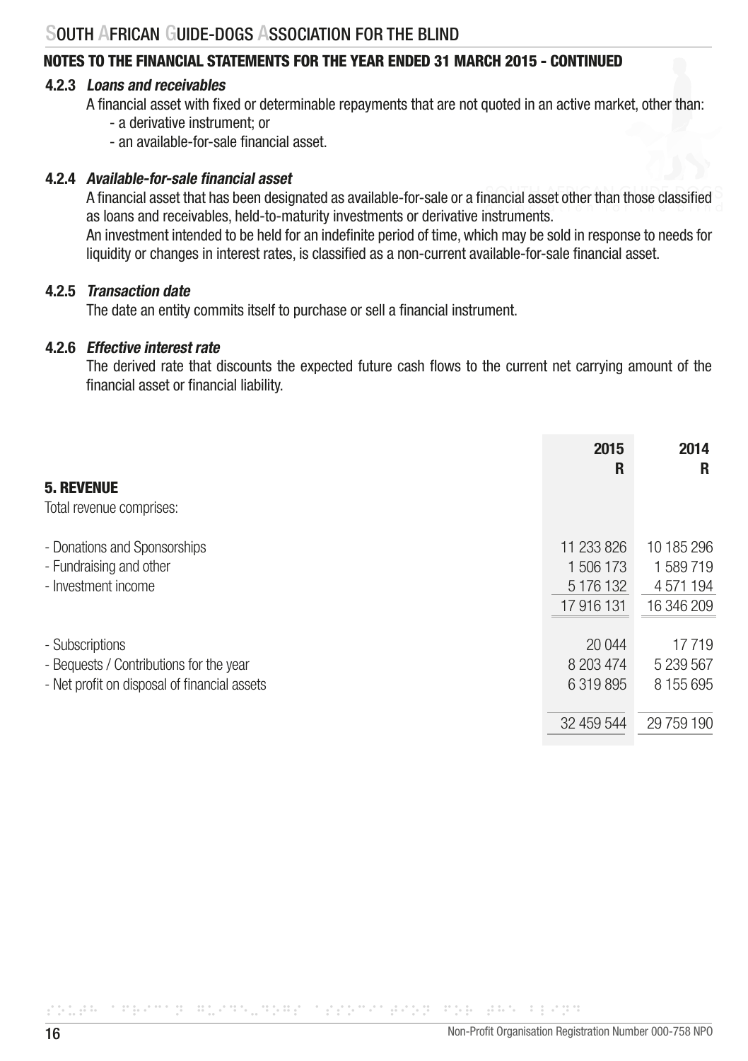## NOTES TO THE FINANCIAL STATEMENTS FOR THE YEAR ENDED 31 MARCH 2015 - CONTINUED

#### 4.2.3 *Loans and receivables*

A financial asset with fixed or determinable repayments that are not quoted in an active market, other than:
- a derivative instrument; or
- an available-for-sale financial asset.

#### 4.2.4 *Available-for-sale financial asset*

A financial asset that has been designated as available-for-sale or a financial asset other than those classified as loans and receivables, held-to-maturity investments or derivative instruments.
An investment intended to be held for an indefinite period of time, which may be sold in response to needs for liquidity or changes in interest rates, is classified as a non-current available-for-sale financial asset.

#### 4.2.5 *Transaction date*

The date an entity commits itself to purchase or sell a financial instrument.

#### 4.2.6 *Effective interest rate*

The derived rate that discounts the expected future cash flows to the current net carrying amount of the financial asset or financial liability.

| | 2015<br>R | 2014<br>R |
|---|---|---|
| **5. REVENUE** | | |
| Total revenue comprises: | | |
| - Donations and Sponsorships | 11 233 826 | 10 185 296 |
| - Fundraising and other | 1 506 173 | 1 589 719 |
| - Investment income | 5 176 132 | 4 571 194 |
| | 17 916 131 | 16 346 209 |
| - Subscriptions | 20 044 | 17 719 |
| - Bequests / Contributions for the year | 8 203 474 | 5 239 567 |
| - Net profit on disposal of financial assets | 6 319 895 | 8 155 695 |
| | 32 459 544 | 29 759 190 |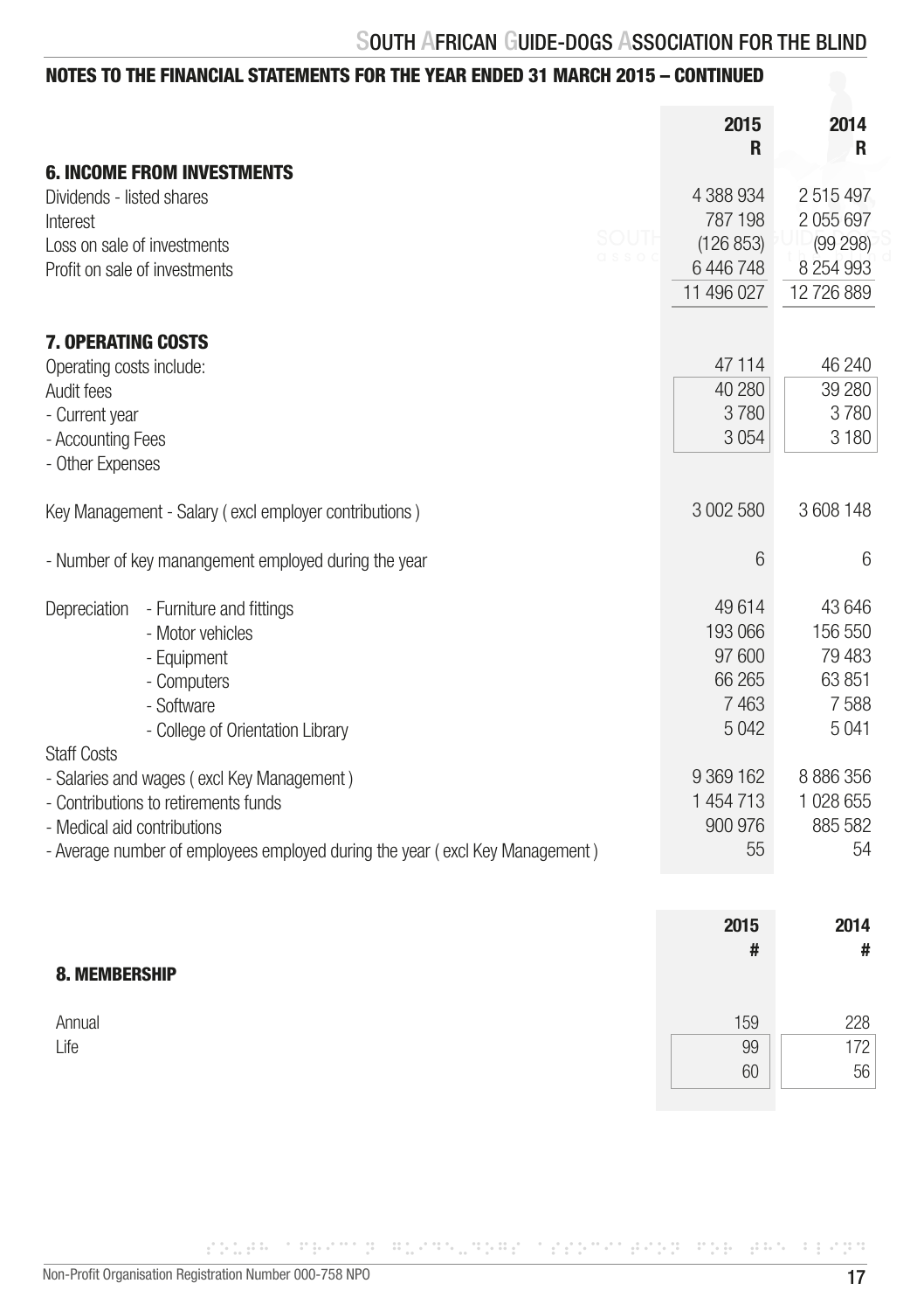## NOTES TO THE FINANCIAL STATEMENTS FOR THE YEAR ENDED 31 MARCH 2015 – CONTINUED

| | 2015 R | 2014 R |
|---|---|---|
| **6. INCOME FROM INVESTMENTS** | | |
| Dividends - listed shares | 4 388 934 | 2 515 497 |
| Interest | 787 198 | 2 055 697 |
| Loss on sale of investments | (126 853) | (99 298) |
| Profit on sale of investments | 6 446 748 | 8 254 993 |
| | 11 496 027 | 12 726 889 |
| **7. OPERATING COSTS** | | |
| Operating costs include: | 47 114 | 46 240 |
| Audit fees | 40 280 | 39 280 |
| - Current year | 3 780 | 3 780 |
| - Accounting Fees | 3 054 | 3 180 |
| - Other Expenses | | |
| Key Management - Salary ( excl employer contributions ) | 3 002 580 | 3 608 148 |
| - Number of key manangement employed during the year | 6 | 6 |
| Depreciation - Furniture and fittings | 49 614 | 43 646 |
| - Motor vehicles | 193 066 | 156 550 |
| - Equipment | 97 600 | 79 483 |
| - Computers | 66 265 | 63 851 |
| - Software | 7 463 | 7 588 |
| - College of Orientation Library | 5 042 | 5 041 |
| Staff Costs | | |
| - Salaries and wages ( excl Key Management ) | 9 369 162 | 8 886 356 |
| - Contributions to retirements funds | 1 454 713 | 1 028 655 |
| - Medical aid contributions | 900 976 | 885 582 |
| - Average number of employees employed during the year ( excl Key Management ) | 55 | 54 |

| | 2015 # | 2014 # |
|---|---|---|
| **8. MEMBERSHIP** | | |
| Annual | 159 | 228 |
| Life | 99 | 172 |
| | 60 | 56 |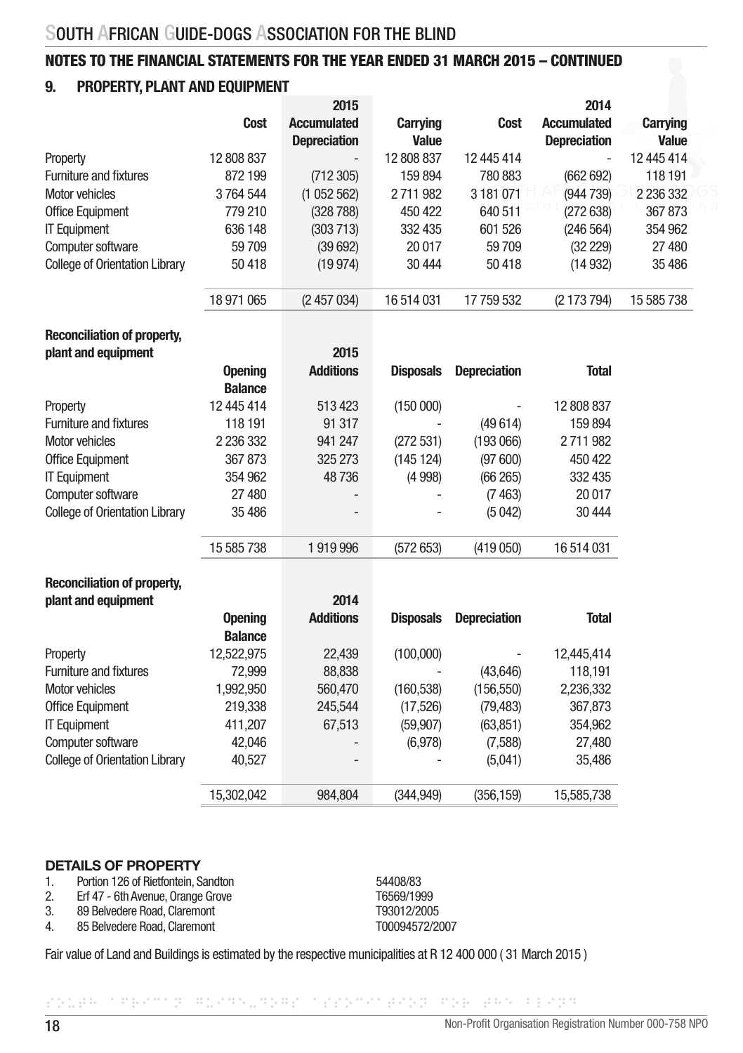## NOTES TO THE FINANCIAL STATEMENTS FOR THE YEAR ENDED 31 MARCH 2015 – CONTINUED

### 9. PROPERTY, PLANT AND EQUIPMENT

| | 2015 | | | 2014 | | |
|---|---|---|---|---|---|---|
| | Cost | Accumulated Depreciation | Carrying Value | Cost | Accumulated Depreciation | Carrying Value |
| Property | 12 808 837 | - | 12 808 837 | 12 445 414 | - | 12 445 414 |
| Furniture and fixtures | 872 199 | (712 305) | 159 894 | 780 883 | (662 692) | 118 191 |
| Motor vehicles | 3 764 544 | (1 052 562) | 2 711 982 | 3 181 071 | (944 739) | 2 236 332 |
| Office Equipment | 779 210 | (328 788) | 450 422 | 640 511 | (272 638) | 367 873 |
| IT Equipment | 636 148 | (303 713) | 332 435 | 601 526 | (246 564) | 354 962 |
| Computer software | 59 709 | (39 692) | 20 017 | 59 709 | (32 229) | 27 480 |
| College of Orientation Library | 50 418 | (19 974) | 30 444 | 50 418 | (14 932) | 35 486 |
| | 18 971 065 | (2 457 034) | 16 514 031 | 17 759 532 | (2 173 794) | 15 585 738 |

**Reconciliation of property, plant and equipment**

| 2015 | Opening Balance | Additions | Disposals | Depreciation | Total |
|---|---|---|---|---|---|
| Property | 12 445 414 | 513 423 | (150 000) | - | 12 808 837 |
| Furniture and fixtures | 118 191 | 91 317 | - | (49 614) | 159 894 |
| Motor vehicles | 2 236 332 | 941 247 | (272 531) | (193 066) | 2 711 982 |
| Office Equipment | 367 873 | 325 273 | (145 124) | (97 600) | 450 422 |
| IT Equipment | 354 962 | 48 736 | (4 998) | (66 265) | 332 435 |
| Computer software | 27 480 | - | - | (7 463) | 20 017 |
| College of Orientation Library | 35 486 | - | - | (5 042) | 30 444 |
| | 15 585 738 | 1 919 996 | (572 653) | (419 050) | 16 514 031 |

**Reconciliation of property, plant and equipment**

| 2014 | Opening Balance | Additions | Disposals | Depreciation | Total |
|---|---|---|---|---|---|
| Property | 12,522,975 | 22,439 | (100,000) | - | 12,445,414 |
| Furniture and fixtures | 72,999 | 88,838 | - | (43,646) | 118,191 |
| Motor vehicles | 1,992,950 | 560,470 | (160,538) | (156,550) | 2,236,332 |
| Office Equipment | 219,338 | 245,544 | (17,526) | (79,483) | 367,873 |
| IT Equipment | 411,207 | 67,513 | (59,907) | (63,851) | 354,962 |
| Computer software | 42,046 | - | (6,978) | (7,588) | 27,480 |
| College of Orientation Library | 40,527 | - | - | (5,041) | 35,486 |
| | 15,302,042 | 984,804 | (344,949) | (356,159) | 15,585,738 |

**DETAILS OF PROPERTY**

1. Portion 126 of Rietfontein, Sandton — 54408/83
2. Erf 47 - 6th Avenue, Orange Grove — T6569/1999
3. 89 Belvedere Road, Claremont — T93012/2005
4. 85 Belvedere Road, Claremont — T00094572/2007

Fair value of Land and Buildings is estimated by the respective municipalities at R 12 400 000 ( 31 March 2015 )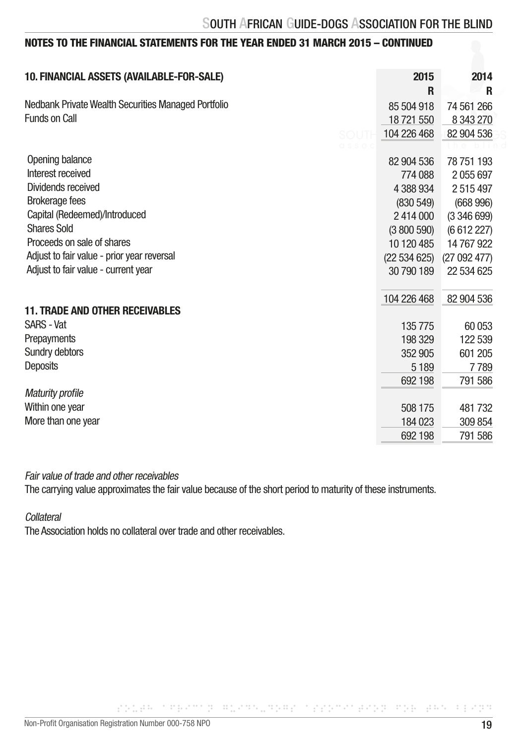NOTES TO THE FINANCIAL STATEMENTS FOR THE YEAR ENDED 31 MARCH 2015 – CONTINUED

## 10. FINANCIAL ASSETS (AVAILABLE-FOR-SALE)

| | 2015 R | 2014 R |
|---|---|---|
| Nedbank Private Wealth Securities Managed Portfolio | 85 504 918 | 74 561 266 |
| Funds on Call | 18 721 550 | 8 343 270 |
| | 104 226 468 | 82 904 536 |
| Opening balance | 82 904 536 | 78 751 193 |
| Interest received | 774 088 | 2 055 697 |
| Dividends received | 4 388 934 | 2 515 497 |
| Brokerage fees | (830 549) | (668 996) |
| Capital (Redeemed)/Introduced | 2 414 000 | (3 346 699) |
| Shares Sold | (3 800 590) | (6 612 227) |
| Proceeds on sale of shares | 10 120 485 | 14 767 922 |
| Adjust to fair value - prior year reversal | (22 534 625) | (27 092 477) |
| Adjust to fair value - current year | 30 790 189 | 22 534 625 |
| | 104 226 468 | 82 904 536 |

## 11. TRADE AND OTHER RECEIVABLES

| | 2015 R | 2014 R |
|---|---|---|
| SARS - Vat | 135 775 | 60 053 |
| Prepayments | 198 329 | 122 539 |
| Sundry debtors | 352 905 | 601 205 |
| Deposits | 5 189 | 7 789 |
| | 692 198 | 791 586 |
| *Maturity profile* | | |
| Within one year | 508 175 | 481 732 |
| More than one year | 184 023 | 309 854 |
| | 692 198 | 791 586 |

*Fair value of trade and other receivables*

The carrying value approximates the fair value because of the short period to maturity of these instruments.

*Collateral*

The Association holds no collateral over trade and other receivables.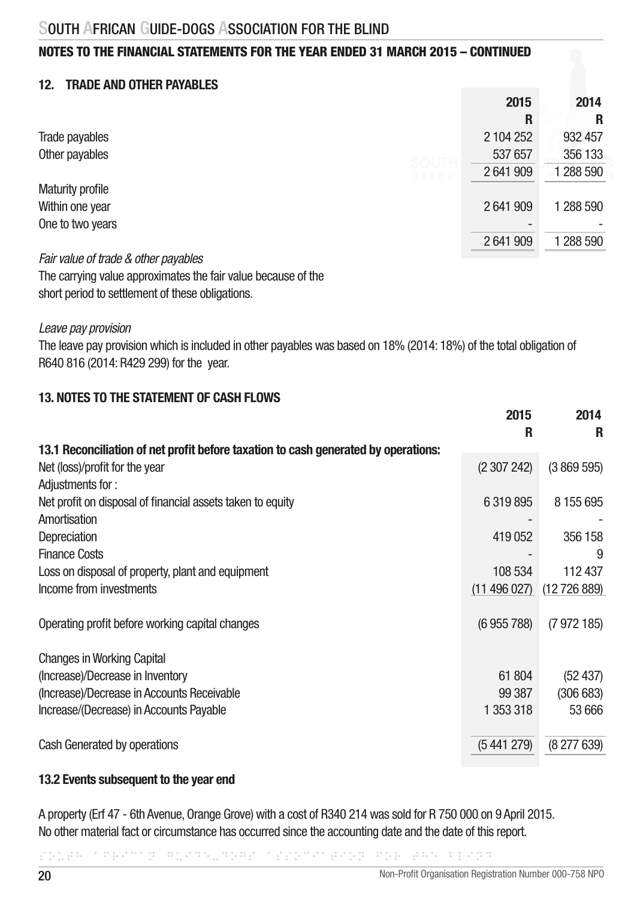## NOTES TO THE FINANCIAL STATEMENTS FOR THE YEAR ENDED 31 MARCH 2015 – CONTINUED

### 12. TRADE AND OTHER PAYABLES

| | 2015 | 2014 |
|---|---|---|
| | R | R |
| Trade payables | 2 104 252 | 932 457 |
| Other payables | 537 657 | 356 133 |
| | 2 641 909 | 1 288 590 |
| Maturity profile | | |
| Within one year | 2 641 909 | 1 288 590 |
| One to two years | - | - |
| | 2 641 909 | 1 288 590 |

*Fair value of trade & other payables*

The carrying value approximates the fair value because of the short period to settlement of these obligations.

*Leave pay provision*

The leave pay provision which is included in other payables was based on 18% (2014: 18%) of the total obligation of R640 816 (2014: R429 299) for the year.

### 13. NOTES TO THE STATEMENT OF CASH FLOWS

| | 2015 | 2014 |
|---|---|---|
| | R | R |
| **13.1 Reconciliation of net profit before taxation to cash generated by operations:** | | |
| Net (loss)/profit for the year | (2 307 242) | (3 869 595) |
| Adjustments for : | | |
| Net profit on disposal of financial assets taken to equity | 6 319 895 | 8 155 695 |
| Amortisation | - | - |
| Depreciation | 419 052 | 356 158 |
| Finance Costs | - | 9 |
| Loss on disposal of property, plant and equipment | 108 534 | 112 437 |
| Income from investments | (11 496 027) | (12 726 889) |
| Operating profit before working capital changes | (6 955 788) | (7 972 185) |
| Changes in Working Capital | | |
| (Increase)/Decrease in Inventory | 61 804 | (52 437) |
| (Increase)/Decrease in Accounts Receivable | 99 387 | (306 683) |
| Increase/(Decrease) in Accounts Payable | 1 353 318 | 53 666 |
| Cash Generated by operations | (5 441 279) | (8 277 639) |

**13.2 Events subsequent to the year end**

A property (Erf 47 - 6th Avenue, Orange Grove) with a cost of R340 214 was sold for R 750 000 on 9 April 2015. No other material fact or circumstance has occurred since the accounting date and the date of this report.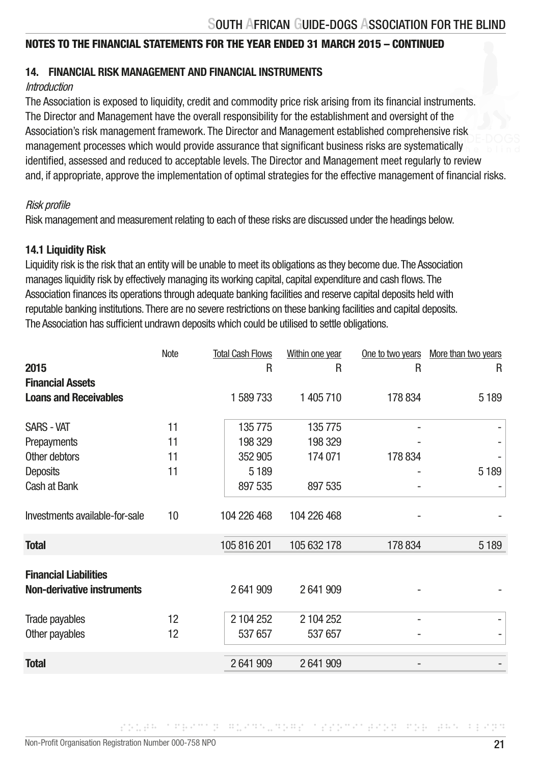## NOTES TO THE FINANCIAL STATEMENTS FOR THE YEAR ENDED 31 MARCH 2015 – CONTINUED

### 14. FINANCIAL RISK MANAGEMENT AND FINANCIAL INSTRUMENTS

*Introduction*

The Association is exposed to liquidity, credit and commodity price risk arising from its financial instruments. The Director and Management have the overall responsibility for the establishment and oversight of the Association's risk management framework. The Director and Management established comprehensive risk management processes which would provide assurance that significant business risks are systematically identified, assessed and reduced to acceptable levels. The Director and Management meet regularly to review and, if appropriate, approve the implementation of optimal strategies for the effective management of financial risks.

*Risk profile*

Risk management and measurement relating to each of these risks are discussed under the headings below.

#### 14.1 Liquidity Risk

Liquidity risk is the risk that an entity will be unable to meet its obligations as they become due. The Association manages liquidity risk by effectively managing its working capital, capital expenditure and cash flows. The Association finances its operations through adequate banking facilities and reserve capital deposits held with reputable banking institutions. There are no severe restrictions on these banking facilities and capital deposits. The Association has sufficient undrawn deposits which could be utilised to settle obligations.

| | Note | Total Cash Flows | Within one year | One to two years | More than two years |
|---|---|---|---|---|---|
| **2015** | | R | R | R | R |
| **Financial Assets** | | | | | |
| **Loans and Receivables** | | 1 589 733 | 1 405 710 | 178 834 | 5 189 |
| SARS - VAT | 11 | 135 775 | 135 775 | - | - |
| Prepayments | 11 | 198 329 | 198 329 | - | - |
| Other debtors | 11 | 352 905 | 174 071 | 178 834 | - |
| Deposits | 11 | 5 189 | | - | 5 189 |
| Cash at Bank | | 897 535 | 897 535 | - | - |
| Investments available-for-sale | 10 | 104 226 468 | 104 226 468 | - | - |
| **Total** | | 105 816 201 | 105 632 178 | 178 834 | 5 189 |
| **Financial Liabilities** | | | | | |
| **Non-derivative instruments** | | 2 641 909 | 2 641 909 | - | - |
| Trade payables | 12 | 2 104 252 | 2 104 252 | - | - |
| Other payables | 12 | 537 657 | 537 657 | - | - |
| **Total** | | 2 641 909 | 2 641 909 | - | - |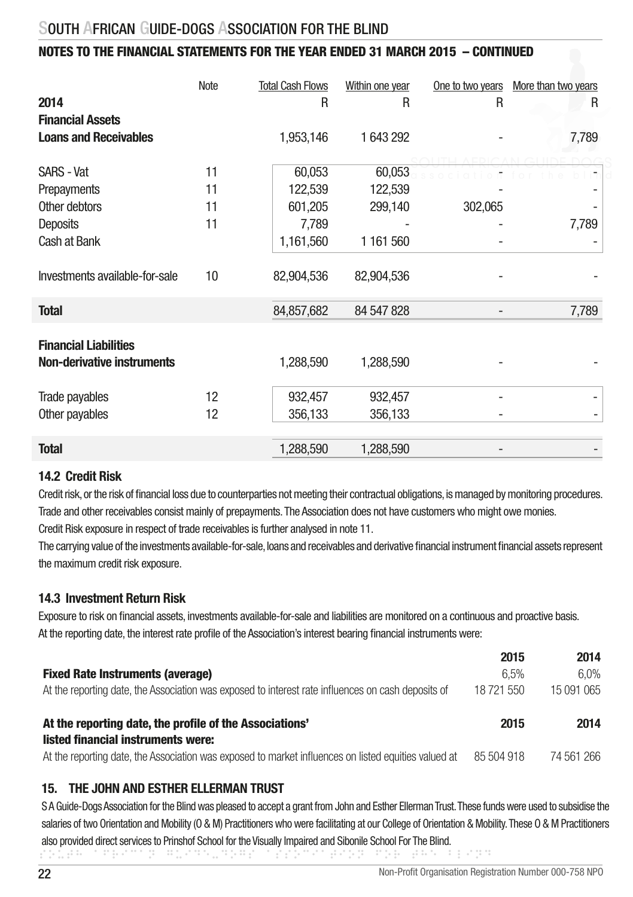# SOUTH AFRICAN GUIDE-DOGS ASSOCIATION FOR THE BLIND

## NOTES TO THE FINANCIAL STATEMENTS FOR THE YEAR ENDED 31 MARCH 2015 – CONTINUED

| 2014 | Note | Total Cash Flows R | Within one year R | One to two years R | More than two years R |
|---|---|---|---|---|---|
| **Financial Assets** | | | | | |
| **Loans and Receivables** | | 1,953,146 | 1 643 292 | - | 7,789 |
| SARS - Vat | 11 | 60,053 | 60,053 | - | - |
| Prepayments | 11 | 122,539 | 122,539 | - | - |
| Other debtors | 11 | 601,205 | 299,140 | 302,065 | - |
| Deposits | 11 | 7,789 | - | - | 7,789 |
| Cash at Bank | | 1,161,560 | 1 161 560 | - | - |
| Investments available-for-sale | 10 | 82,904,536 | 82,904,536 | - | - |
| **Total** | | 84,857,682 | 84 547 828 | - | 7,789 |
| **Financial Liabilities** | | | | | |
| **Non-derivative instruments** | | 1,288,590 | 1,288,590 | - | - |
| Trade payables | 12 | 932,457 | 932,457 | - | - |
| Other payables | 12 | 356,133 | 356,133 | - | - |
| **Total** | | 1,288,590 | 1,288,590 | - | - |

### 14.2 Credit Risk

Credit risk, or the risk of financial loss due to counterparties not meeting their contractual obligations, is managed by monitoring procedures. Trade and other receivables consist mainly of prepayments. The Association does not have customers who might owe monies.
Credit Risk exposure in respect of trade receivables is further analysed in note 11.
The carrying value of the investments available-for-sale, loans and receivables and derivative financial instrument financial assets represent the maximum credit risk exposure.

### 14.3 Investment Return Risk

Exposure to risk on financial assets, investments available-for-sale and liabilities are monitored on a continuous and proactive basis.
At the reporting date, the interest rate profile of the Association's interest bearing financial instruments were:

| | 2015 | 2014 |
|---|---|---|
| **Fixed Rate Instruments (average)** | 6,5% | 6,0% |
| At the reporting date, the Association was exposed to interest rate influences on cash deposits of | 18 721 550 | 15 091 065 |

| **At the reporting date, the profile of the Associations' listed financial instruments were:** | **2015** | **2014** |
|---|---|---|
| At the reporting date, the Association was exposed to market influences on listed equities valued at | 85 504 918 | 74 561 266 |

## 15. THE JOHN AND ESTHER ELLERMAN TRUST

S A Guide-Dogs Association for the Blind was pleased to accept a grant from John and Esther Ellerman Trust. These funds were used to subsidise the salaries of two Orientation and Mobility (O & M) Practitioners who were facilitating at our College of Orientation & Mobility. These O & M Practitioners also provided direct services to Prinshof School for the Visually Impaired and Sibonile School For The Blind.

Non-Profit Organisation Registration Number 000-758 NPO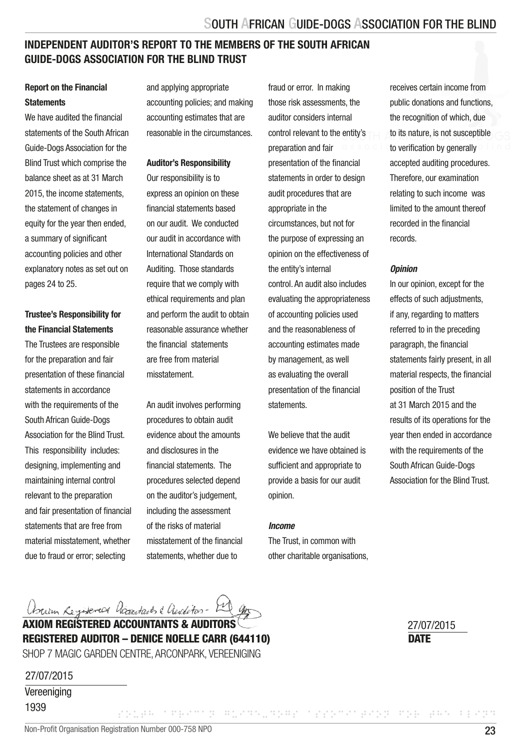## INDEPENDENT AUDITOR'S REPORT TO THE MEMBERS OF THE SOUTH AFRICAN GUIDE-DOGS ASSOCIATION FOR THE BLIND TRUST

**Report on the Financial Statements**

We have audited the financial statements of the South African Guide-Dogs Association for the Blind Trust which comprise the balance sheet as at 31 March 2015, the income statements, the statement of changes in equity for the year then ended, a summary of significant accounting policies and other explanatory notes as set out on pages 24 to 25.

**Trustee's Responsibility for the Financial Statements**

The Trustees are responsible for the preparation and fair presentation of these financial statements in accordance with the requirements of the South African Guide-Dogs Association for the Blind Trust. This responsibility includes: designing, implementing and maintaining internal control relevant to the preparation and fair presentation of financial statements that are free from material misstatement, whether due to fraud or error; selecting and applying appropriate accounting policies; and making accounting estimates that are reasonable in the circumstances.

**Auditor's Responsibility**

Our responsibility is to express an opinion on these financial statements based on our audit. We conducted our audit in accordance with International Standards on Auditing. Those standards require that we comply with ethical requirements and plan and perform the audit to obtain reasonable assurance whether the financial statements are free from material misstatement.

An audit involves performing procedures to obtain audit evidence about the amounts and disclosures in the financial statements. The procedures selected depend on the auditor's judgement, including the assessment of the risks of material misstatement of the financial statements, whether due to fraud or error. In making those risk assessments, the auditor considers internal control relevant to the entity's preparation and fair presentation of the financial statements in order to design audit procedures that are appropriate in the circumstances, but not for the purpose of expressing an opinion on the effectiveness of the entity's internal control. An audit also includes evaluating the appropriateness of accounting policies used and the reasonableness of accounting estimates made by management, as well as evaluating the overall presentation of the financial statements.

We believe that the audit evidence we have obtained is sufficient and appropriate to provide a basis for our audit opinion.

***Income***

The Trust, in common with other charitable organisations, receives certain income from public donations and functions, the recognition of which, due to its nature, is not susceptible to verification by generally accepted auditing procedures. Therefore, our examination relating to such income was limited to the amount thereof recorded in the financial records.

***Opinion***

In our opinion, except for the effects of such adjustments, if any, regarding to matters referred to in the preceding paragraph, the financial statements fairly present, in all material respects, the financial position of the Trust at 31 March 2015 and the results of its operations for the year then ended in accordance with the requirements of the South African Guide-Dogs Association for the Blind Trust.

Axiom Registered Accountants & Auditors

**AXIOM REGISTERED ACCOUNTANTS & AUDITORS**
**REGISTERED AUDITOR – DENICE NOELLE CARR (644110)**
SHOP 7 MAGIC GARDEN CENTRE, ARCONPARK, VEREENIGING

27/07/2015
**DATE**

27/07/2015
Vereeniging
1939

Non-Profit Organisation Registration Number 000-758 NPO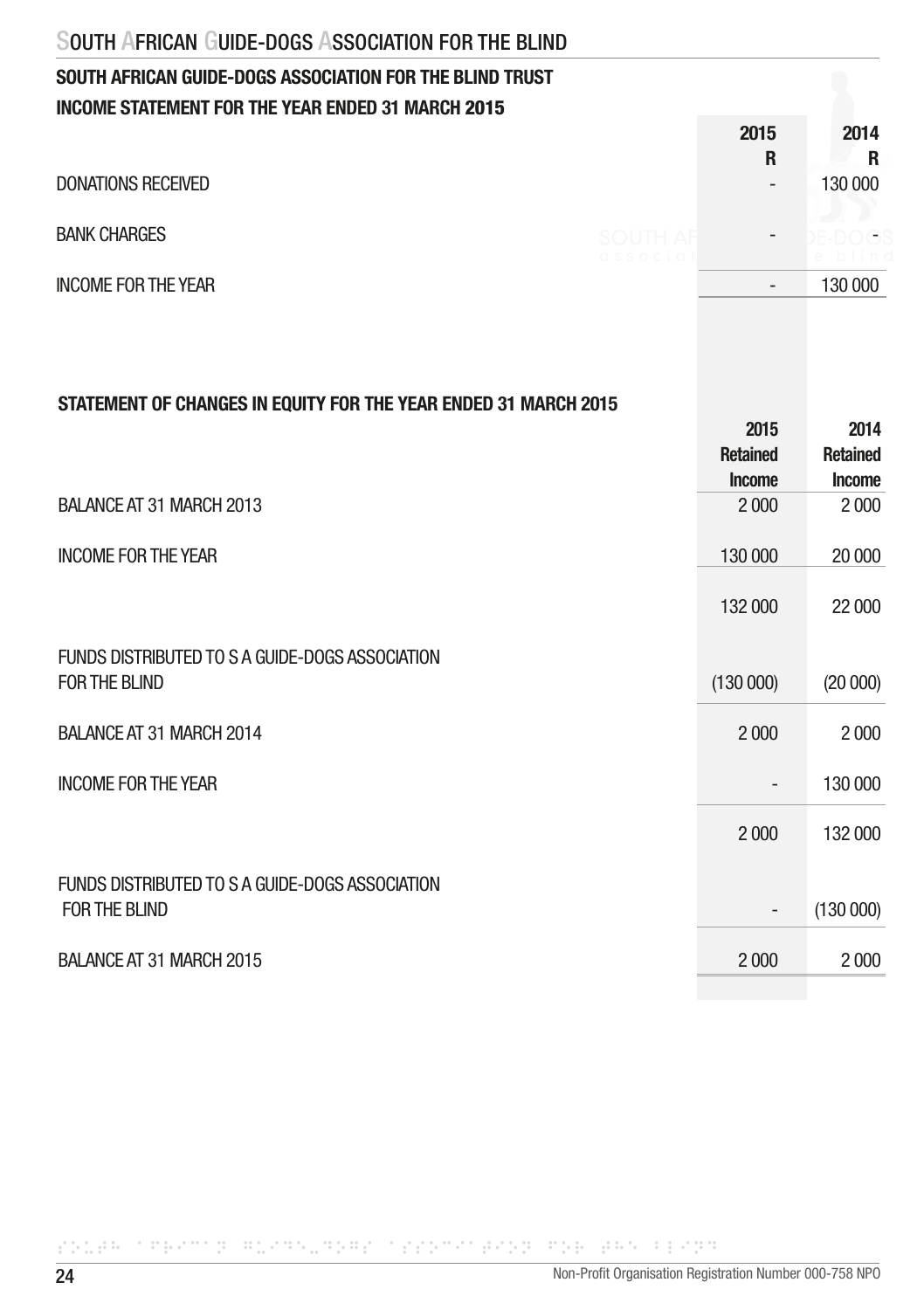## SOUTH AFRICAN GUIDE-DOGS ASSOCIATION FOR THE BLIND TRUST

## INCOME STATEMENT FOR THE YEAR ENDED 31 MARCH 2015

| | 2015<br>R | 2014<br>R |
|---|---|---|
| DONATIONS RECEIVED | - | 130 000 |
| BANK CHARGES | - | - |
| INCOME FOR THE YEAR | - | 130 000 |

## STATEMENT OF CHANGES IN EQUITY FOR THE YEAR ENDED 31 MARCH 2015

| | 2015<br>Retained<br>Income | 2014<br>Retained<br>Income |
|---|---|---|
| BALANCE AT 31 MARCH 2013 | 2 000 | 2 000 |
| INCOME FOR THE YEAR | 130 000 | 20 000 |
| | 132 000 | 22 000 |
| FUNDS DISTRIBUTED TO S A GUIDE-DOGS ASSOCIATION FOR THE BLIND | (130 000) | (20 000) |
| BALANCE AT 31 MARCH 2014 | 2 000 | 2 000 |
| INCOME FOR THE YEAR | - | 130 000 |
| | 2 000 | 132 000 |
| FUNDS DISTRIBUTED TO S A GUIDE-DOGS ASSOCIATION FOR THE BLIND | - | (130 000) |
| BALANCE AT 31 MARCH 2015 | 2 000 | 2 000 |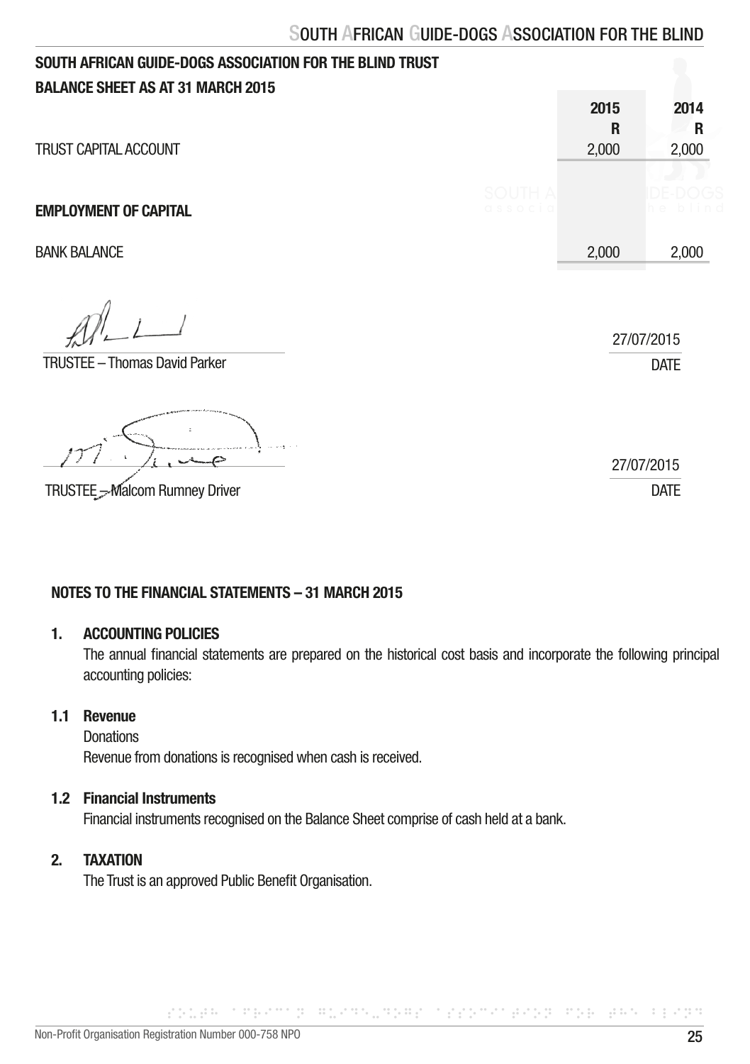# SOUTH AFRICAN GUIDE-DOGS ASSOCIATION FOR THE BLIND TRUST

## BALANCE SHEET AS AT 31 MARCH 2015

| | 2015 R | 2014 R |
|---|---|---|
| TRUST CAPITAL ACCOUNT | 2,000 | 2,000 |
| **EMPLOYMENT OF CAPITAL** | | |
| BANK BALANCE | 2,000 | 2,000 |

TRUSTEE – Thomas David Parker — DATE: 27/07/2015

TRUSTEE – Malcom Rumney Driver — DATE: 27/07/2015

## NOTES TO THE FINANCIAL STATEMENTS – 31 MARCH 2015

### 1. ACCOUNTING POLICIES

The annual financial statements are prepared on the historical cost basis and incorporate the following principal accounting policies:

### 1.1 Revenue

Donations

Revenue from donations is recognised when cash is received.

### 1.2 Financial Instruments

Financial instruments recognised on the Balance Sheet comprise of cash held at a bank.

### 2. TAXATION

The Trust is an approved Public Benefit Organisation.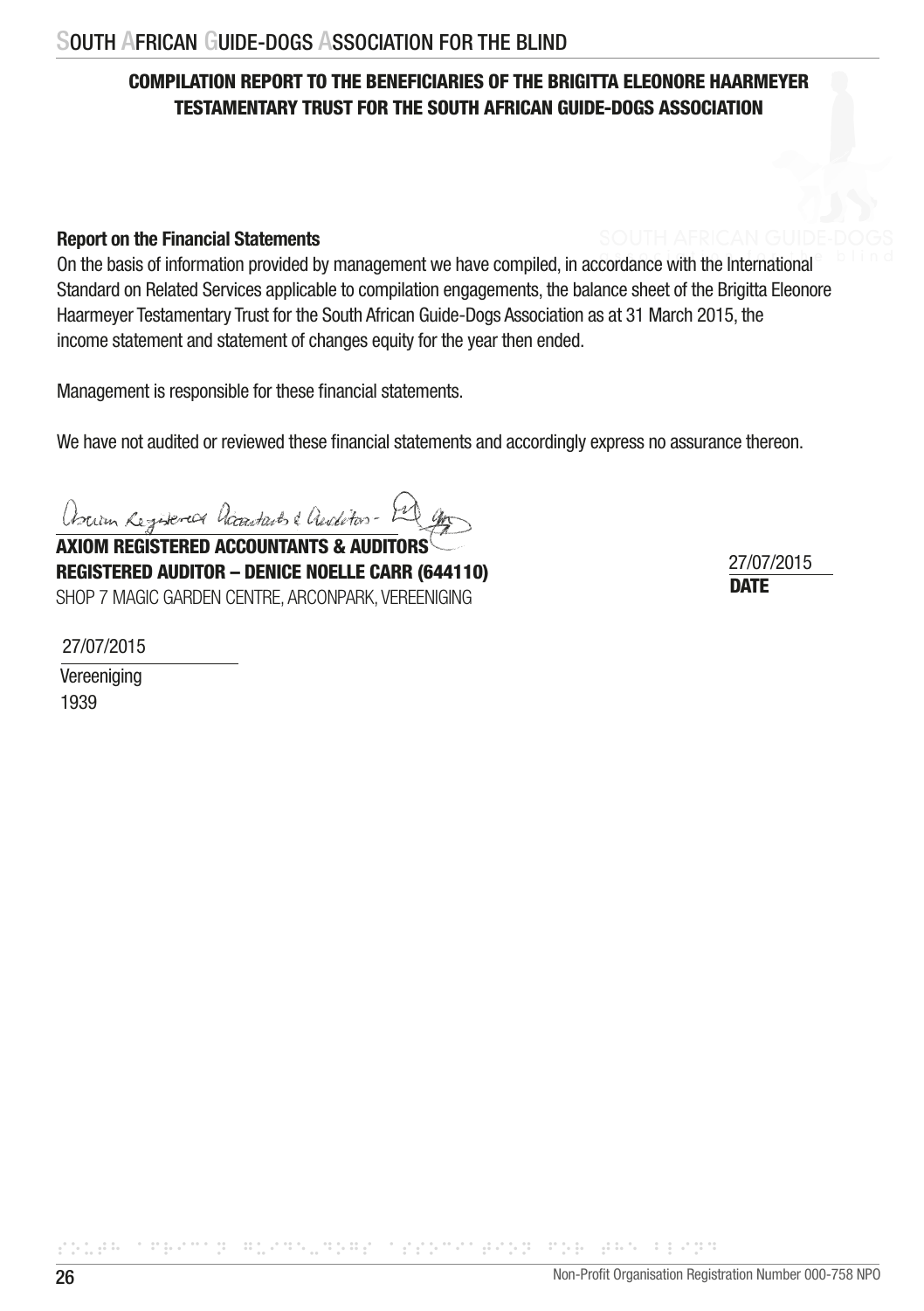**COMPILATION REPORT TO THE BENEFICIARIES OF THE BRIGITTA ELEONORE HAARMEYER TESTAMENTARY TRUST FOR THE SOUTH AFRICAN GUIDE-DOGS ASSOCIATION**

**Report on the Financial Statements**

On the basis of information provided by management we have compiled, in accordance with the International Standard on Related Services applicable to compilation engagements, the balance sheet of the Brigitta Eleonore Haarmeyer Testamentary Trust for the South African Guide-Dogs Association as at 31 March 2015, the income statement and statement of changes equity for the year then ended.

Management is responsible for these financial statements.

We have not audited or reviewed these financial statements and accordingly express no assurance thereon.

**AXIOM REGISTERED ACCOUNTANTS & AUDITORS**
**REGISTERED AUDITOR – DENICE NOELLE CARR (644110)**
SHOP 7 MAGIC GARDEN CENTRE, ARCONPARK, VEREENIGING

27/07/2015
**DATE**

27/07/2015
Vereeniging
1939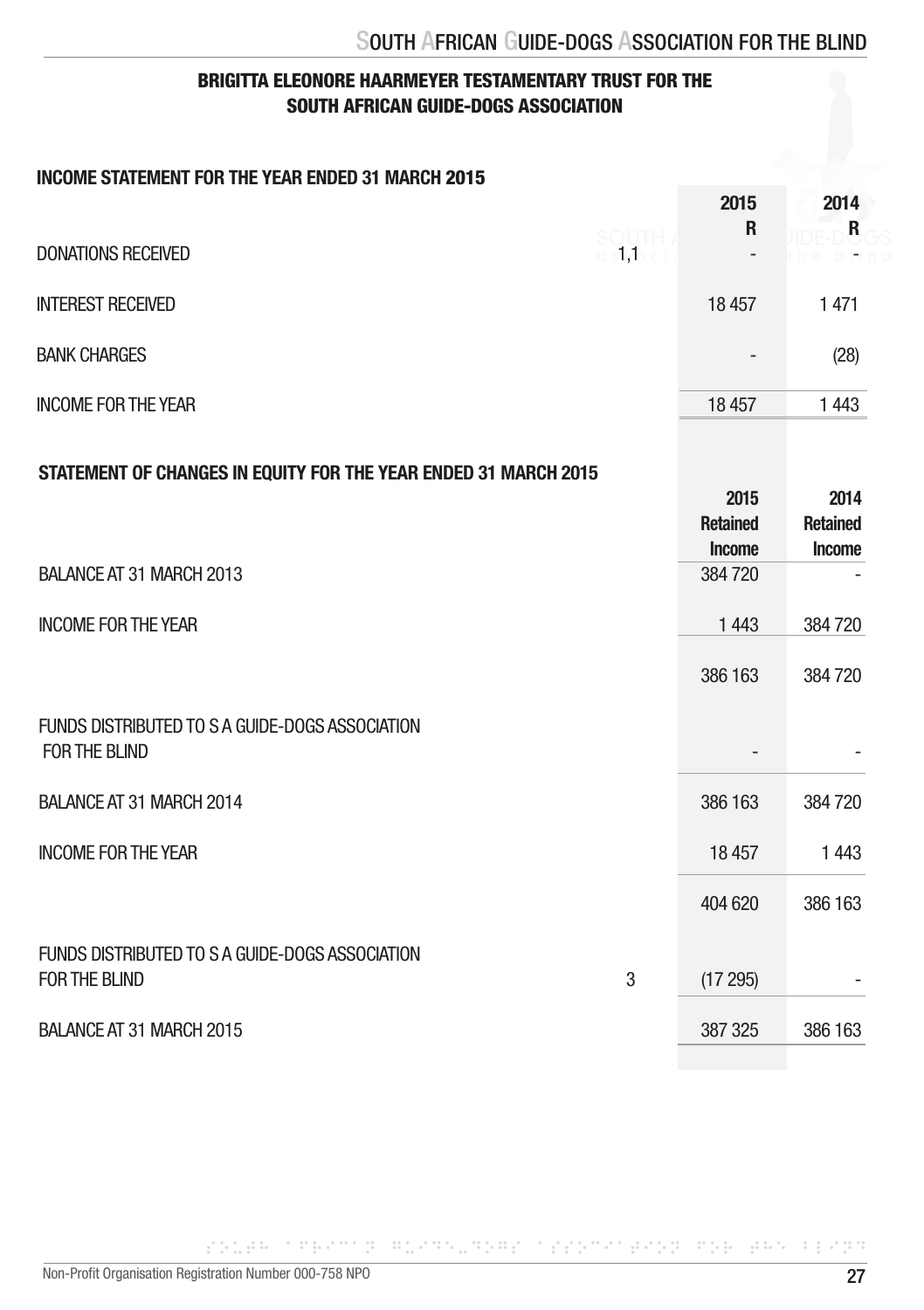## BRIGITTA ELEONORE HAARMEYER TESTAMENTARY TRUST FOR THE SOUTH AFRICAN GUIDE-DOGS ASSOCIATION

### INCOME STATEMENT FOR THE YEAR ENDED 31 MARCH 2015

| | | 2015 R | 2014 R |
|---|---|---|---|
| DONATIONS RECEIVED | 1,1 | - | - |
| INTEREST RECEIVED | | 18 457 | 1 471 |
| BANK CHARGES | | - | (28) |
| INCOME FOR THE YEAR | | 18 457 | 1 443 |

### STATEMENT OF CHANGES IN EQUITY FOR THE YEAR ENDED 31 MARCH 2015

| | | 2015 Retained Income | 2014 Retained Income |
|---|---|---|---|
| BALANCE AT 31 MARCH 2013 | | 384 720 | - |
| INCOME FOR THE YEAR | | 1 443 | 384 720 |
| | | 386 163 | 384 720 |
| FUNDS DISTRIBUTED TO S A GUIDE-DOGS ASSOCIATION FOR THE BLIND | | - | - |
| BALANCE AT 31 MARCH 2014 | | 386 163 | 384 720 |
| INCOME FOR THE YEAR | | 18 457 | 1 443 |
| | | 404 620 | 386 163 |
| FUNDS DISTRIBUTED TO S A GUIDE-DOGS ASSOCIATION FOR THE BLIND | 3 | (17 295) | - |
| BALANCE AT 31 MARCH 2015 | | 387 325 | 386 163 |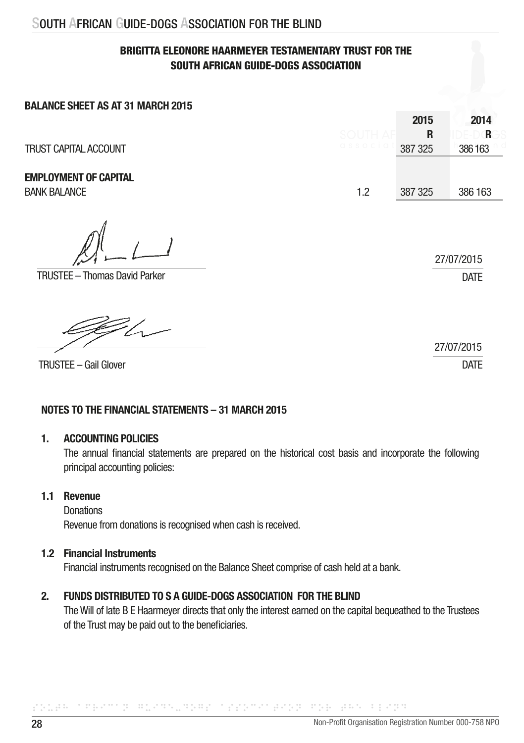## BRIGITTA ELEONORE HAARMEYER TESTAMENTARY TRUST FOR THE SOUTH AFRICAN GUIDE-DOGS ASSOCIATION

### BALANCE SHEET AS AT 31 MARCH 2015

| | | 2015 | 2014 |
|---|---|---|---|
| | | R | R |
| TRUST CAPITAL ACCOUNT | | 387 325 | 386 163 |
| **EMPLOYMENT OF CAPITAL** | | | |
| BANK BALANCE | 1.2 | 387 325 | 386 163 |

TRUSTEE – Thomas David Parker

27/07/2015
DATE

TRUSTEE – Gail Glover

27/07/2015
DATE

### NOTES TO THE FINANCIAL STATEMENTS – 31 MARCH 2015

**1. ACCOUNTING POLICIES**

The annual financial statements are prepared on the historical cost basis and incorporate the following principal accounting policies:

**1.1 Revenue**

Donations

Revenue from donations is recognised when cash is received.

**1.2 Financial Instruments**

Financial instruments recognised on the Balance Sheet comprise of cash held at a bank.

**2. FUNDS DISTRIBUTED TO S A GUIDE-DOGS ASSOCIATION FOR THE BLIND**

The Will of late B E Haarmeyer directs that only the interest earned on the capital bequeathed to the Trustees of the Trust may be paid out to the beneficiaries.